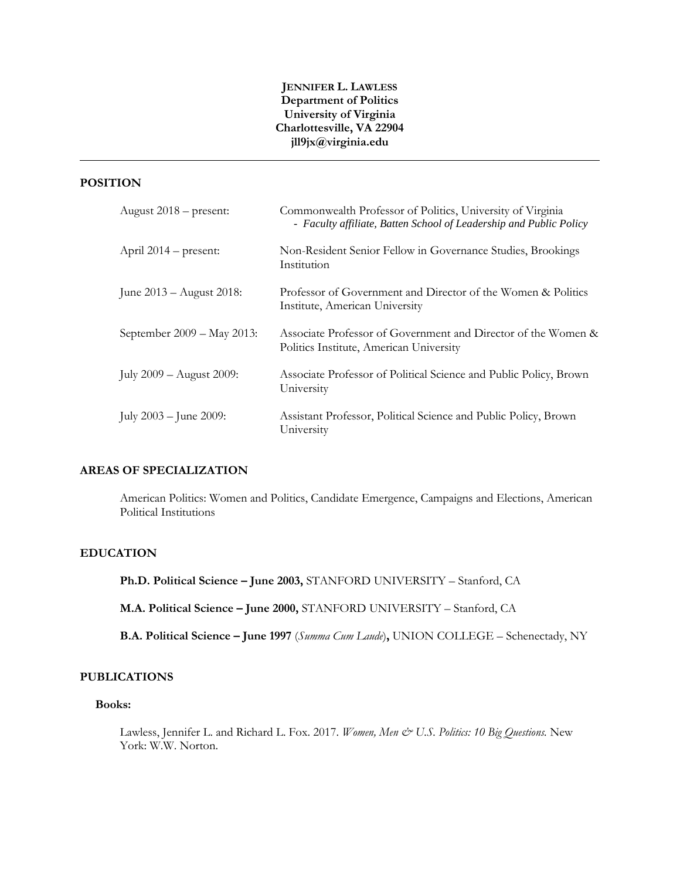**JENNIFER L. LAWLESS**
**Department of Politics**
**University of Virginia**
**Charlottesville, VA 22904**
**jll9jx@virginia.edu**

---

## POSITION

August 2018 – present: Commonwealth Professor of Politics, University of Virginia
- *Faculty affiliate, Batten School of Leadership and Public Policy*

April 2014 – present: Non-Resident Senior Fellow in Governance Studies, Brookings Institution

June 2013 – August 2018: Professor of Government and Director of the Women & Politics Institute, American University

September 2009 – May 2013: Associate Professor of Government and Director of the Women & Politics Institute, American University

July 2009 – August 2009: Associate Professor of Political Science and Public Policy, Brown University

July 2003 – June 2009: Assistant Professor, Political Science and Public Policy, Brown University

## AREAS OF SPECIALIZATION

American Politics: Women and Politics, Candidate Emergence, Campaigns and Elections, American Political Institutions

## EDUCATION

**Ph.D. Political Science – June 2003,** STANFORD UNIVERSITY – Stanford, CA

**M.A. Political Science – June 2000,** STANFORD UNIVERSITY – Stanford, CA

**B.A. Political Science – June 1997** (*Summa Cum Laude*)**,** UNION COLLEGE – Schenectady, NY

## PUBLICATIONS

### Books:

Lawless, Jennifer L. and Richard L. Fox. 2017. *Women, Men & U.S. Politics: 10 Big Questions.* New York: W.W. Norton.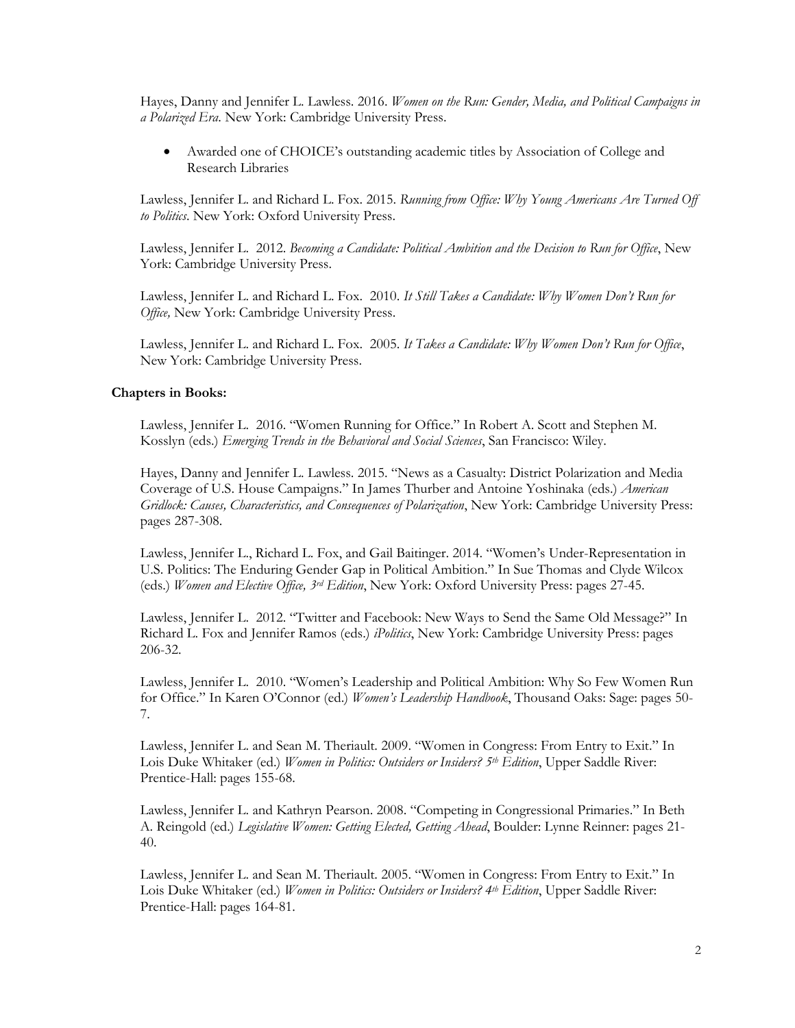Hayes, Danny and Jennifer L. Lawless. 2016. *Women on the Run: Gender, Media, and Political Campaigns in a Polarized Era*. New York: Cambridge University Press.

- Awarded one of CHOICE's outstanding academic titles by Association of College and Research Libraries

Lawless, Jennifer L. and Richard L. Fox. 2015. *Running from Office: Why Young Americans Are Turned Off to Politics*. New York: Oxford University Press.

Lawless, Jennifer L. 2012. *Becoming a Candidate: Political Ambition and the Decision to Run for Office*, New York: Cambridge University Press.

Lawless, Jennifer L. and Richard L. Fox. 2010. *It Still Takes a Candidate: Why Women Don't Run for Office,* New York: Cambridge University Press.

Lawless, Jennifer L. and Richard L. Fox. 2005. *It Takes a Candidate: Why Women Don't Run for Office*, New York: Cambridge University Press.

**Chapters in Books:**

Lawless, Jennifer L. 2016. "Women Running for Office." In Robert A. Scott and Stephen M. Kosslyn (eds.) *Emerging Trends in the Behavioral and Social Sciences*, San Francisco: Wiley.

Hayes, Danny and Jennifer L. Lawless. 2015. "News as a Casualty: District Polarization and Media Coverage of U.S. House Campaigns." In James Thurber and Antoine Yoshinaka (eds.) *American Gridlock: Causes, Characteristics, and Consequences of Polarization*, New York: Cambridge University Press: pages 287-308.

Lawless, Jennifer L., Richard L. Fox, and Gail Baitinger. 2014. "Women's Under-Representation in U.S. Politics: The Enduring Gender Gap in Political Ambition." In Sue Thomas and Clyde Wilcox (eds.) *Women and Elective Office, 3rd Edition*, New York: Oxford University Press: pages 27-45.

Lawless, Jennifer L. 2012. "Twitter and Facebook: New Ways to Send the Same Old Message?" In Richard L. Fox and Jennifer Ramos (eds.) *iPolitics*, New York: Cambridge University Press: pages 206-32.

Lawless, Jennifer L. 2010. "Women's Leadership and Political Ambition: Why So Few Women Run for Office." In Karen O'Connor (ed.) *Women's Leadership Handbook*, Thousand Oaks: Sage: pages 50-7.

Lawless, Jennifer L. and Sean M. Theriault. 2009. "Women in Congress: From Entry to Exit." In Lois Duke Whitaker (ed.) *Women in Politics: Outsiders or Insiders? 5th Edition*, Upper Saddle River: Prentice-Hall: pages 155-68.

Lawless, Jennifer L. and Kathryn Pearson. 2008. "Competing in Congressional Primaries." In Beth A. Reingold (ed.) *Legislative Women: Getting Elected, Getting Ahead*, Boulder: Lynne Reinner: pages 21-40.

Lawless, Jennifer L. and Sean M. Theriault. 2005. "Women in Congress: From Entry to Exit." In Lois Duke Whitaker (ed.) *Women in Politics: Outsiders or Insiders? 4th Edition*, Upper Saddle River: Prentice-Hall: pages 164-81.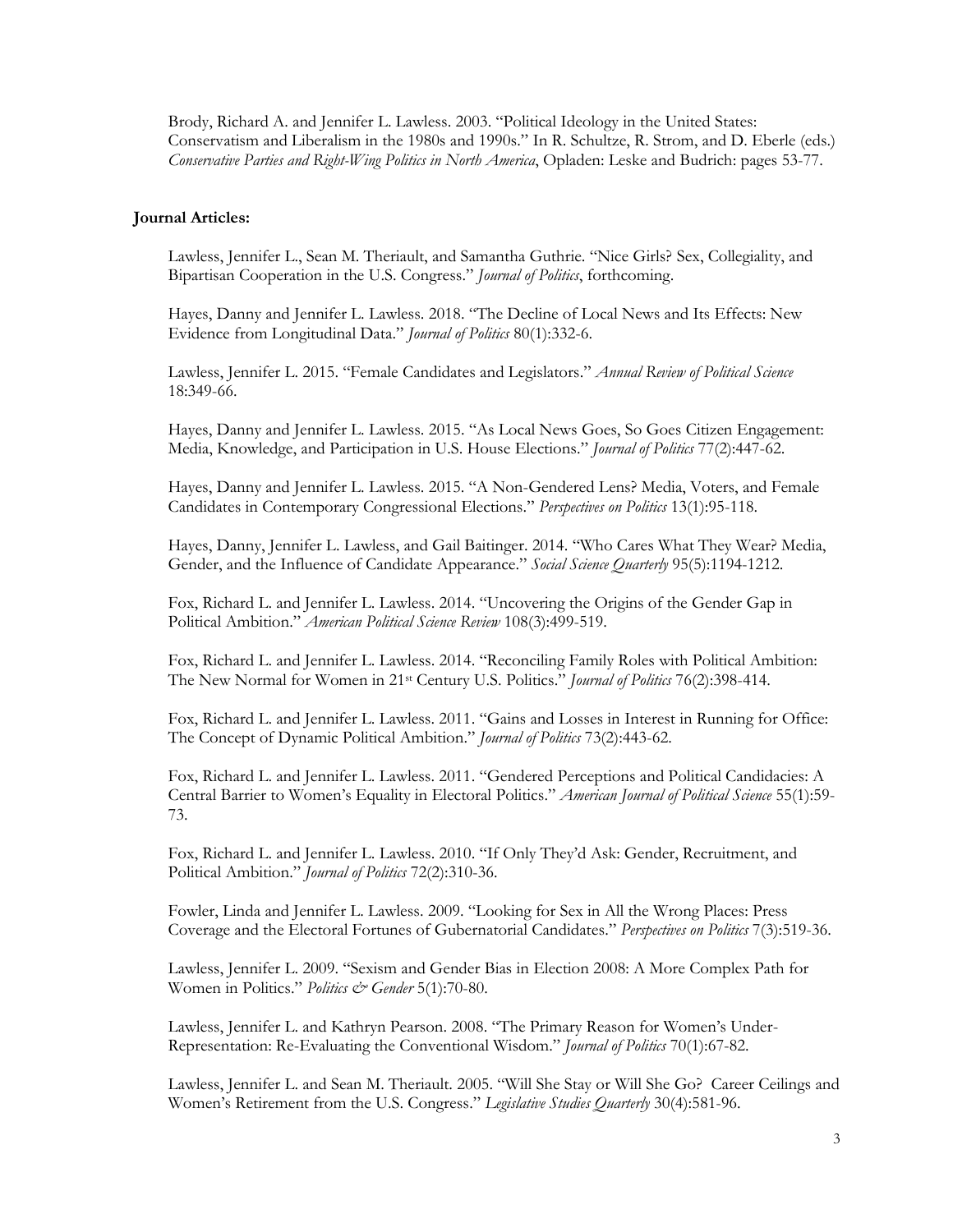Brody, Richard A. and Jennifer L. Lawless. 2003. "Political Ideology in the United States: Conservatism and Liberalism in the 1980s and 1990s." In R. Schultze, R. Strom, and D. Eberle (eds.) *Conservative Parties and Right-Wing Politics in North America*, Opladen: Leske and Budrich: pages 53-77.

**Journal Articles:**

Lawless, Jennifer L., Sean M. Theriault, and Samantha Guthrie. "Nice Girls? Sex, Collegiality, and Bipartisan Cooperation in the U.S. Congress." *Journal of Politics*, forthcoming.

Hayes, Danny and Jennifer L. Lawless. 2018. "The Decline of Local News and Its Effects: New Evidence from Longitudinal Data." *Journal of Politics* 80(1):332-6.

Lawless, Jennifer L. 2015. "Female Candidates and Legislators." *Annual Review of Political Science* 18:349-66.

Hayes, Danny and Jennifer L. Lawless. 2015. "As Local News Goes, So Goes Citizen Engagement: Media, Knowledge, and Participation in U.S. House Elections." *Journal of Politics* 77(2):447-62.

Hayes, Danny and Jennifer L. Lawless. 2015. "A Non-Gendered Lens? Media, Voters, and Female Candidates in Contemporary Congressional Elections." *Perspectives on Politics* 13(1):95-118.

Hayes, Danny, Jennifer L. Lawless, and Gail Baitinger. 2014. "Who Cares What They Wear? Media, Gender, and the Influence of Candidate Appearance." *Social Science Quarterly* 95(5):1194-1212.

Fox, Richard L. and Jennifer L. Lawless. 2014. "Uncovering the Origins of the Gender Gap in Political Ambition." *American Political Science Review* 108(3):499-519.

Fox, Richard L. and Jennifer L. Lawless. 2014. "Reconciling Family Roles with Political Ambition: The New Normal for Women in 21st Century U.S. Politics." *Journal of Politics* 76(2):398-414.

Fox, Richard L. and Jennifer L. Lawless. 2011. "Gains and Losses in Interest in Running for Office: The Concept of Dynamic Political Ambition." *Journal of Politics* 73(2):443-62.

Fox, Richard L. and Jennifer L. Lawless. 2011. "Gendered Perceptions and Political Candidacies: A Central Barrier to Women's Equality in Electoral Politics." *American Journal of Political Science* 55(1):59-73.

Fox, Richard L. and Jennifer L. Lawless. 2010. "If Only They'd Ask: Gender, Recruitment, and Political Ambition." *Journal of Politics* 72(2):310-36.

Fowler, Linda and Jennifer L. Lawless. 2009. "Looking for Sex in All the Wrong Places: Press Coverage and the Electoral Fortunes of Gubernatorial Candidates." *Perspectives on Politics* 7(3):519-36.

Lawless, Jennifer L. 2009. "Sexism and Gender Bias in Election 2008: A More Complex Path for Women in Politics." *Politics & Gender* 5(1):70-80.

Lawless, Jennifer L. and Kathryn Pearson. 2008. "The Primary Reason for Women's Under-Representation: Re-Evaluating the Conventional Wisdom." *Journal of Politics* 70(1):67-82.

Lawless, Jennifer L. and Sean M. Theriault. 2005. "Will She Stay or Will She Go? Career Ceilings and Women's Retirement from the U.S. Congress." *Legislative Studies Quarterly* 30(4):581-96.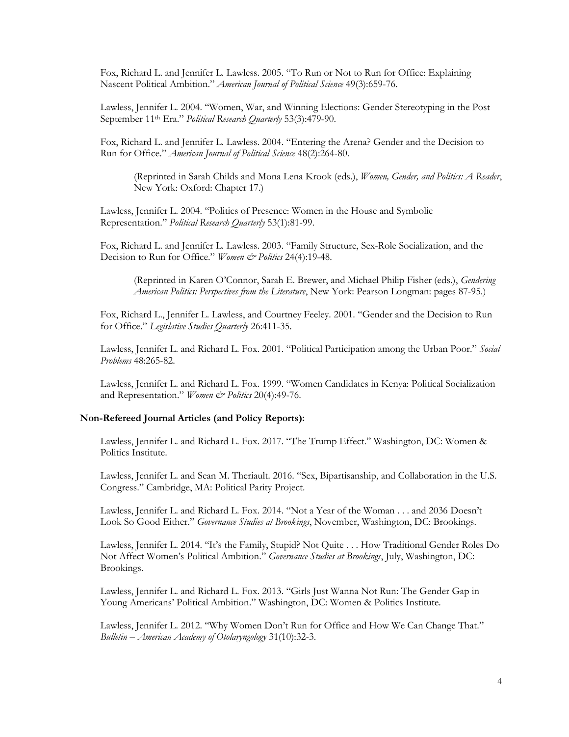Fox, Richard L. and Jennifer L. Lawless. 2005. "To Run or Not to Run for Office: Explaining Nascent Political Ambition." *American Journal of Political Science* 49(3):659-76.

Lawless, Jennifer L. 2004. "Women, War, and Winning Elections: Gender Stereotyping in the Post September 11th Era." *Political Research Quarterly* 53(3):479-90.

Fox, Richard L. and Jennifer L. Lawless. 2004. "Entering the Arena? Gender and the Decision to Run for Office." *American Journal of Political Science* 48(2):264-80.

> (Reprinted in Sarah Childs and Mona Lena Krook (eds.), *Women, Gender, and Politics: A Reader*, New York: Oxford: Chapter 17.)

Lawless, Jennifer L. 2004. "Politics of Presence: Women in the House and Symbolic Representation." *Political Research Quarterly* 53(1):81-99.

Fox, Richard L. and Jennifer L. Lawless. 2003. "Family Structure, Sex-Role Socialization, and the Decision to Run for Office." *Women & Politics* 24(4):19-48.

> (Reprinted in Karen O'Connor, Sarah E. Brewer, and Michael Philip Fisher (eds.), *Gendering American Politics: Perspectives from the Literature*, New York: Pearson Longman: pages 87-95.)

Fox, Richard L., Jennifer L. Lawless, and Courtney Feeley. 2001. "Gender and the Decision to Run for Office." *Legislative Studies Quarterly* 26:411-35.

Lawless, Jennifer L. and Richard L. Fox. 2001. "Political Participation among the Urban Poor." *Social Problems* 48:265-82.

Lawless, Jennifer L. and Richard L. Fox. 1999. "Women Candidates in Kenya: Political Socialization and Representation." *Women & Politics* 20(4):49-76.

### Non-Refereed Journal Articles (and Policy Reports):

Lawless, Jennifer L. and Richard L. Fox. 2017. "The Trump Effect." Washington, DC: Women & Politics Institute.

Lawless, Jennifer L. and Sean M. Theriault. 2016. "Sex, Bipartisanship, and Collaboration in the U.S. Congress." Cambridge, MA: Political Parity Project.

Lawless, Jennifer L. and Richard L. Fox. 2014. "Not a Year of the Woman . . . and 2036 Doesn't Look So Good Either." *Governance Studies at Brookings*, November, Washington, DC: Brookings.

Lawless, Jennifer L. 2014. "It's the Family, Stupid? Not Quite . . . How Traditional Gender Roles Do Not Affect Women's Political Ambition." *Governance Studies at Brookings*, July, Washington, DC: Brookings.

Lawless, Jennifer L. and Richard L. Fox. 2013. "Girls Just Wanna Not Run: The Gender Gap in Young Americans' Political Ambition." Washington, DC: Women & Politics Institute.

Lawless, Jennifer L. 2012. "Why Women Don't Run for Office and How We Can Change That." *Bulletin – American Academy of Otolaryngology* 31(10):32-3.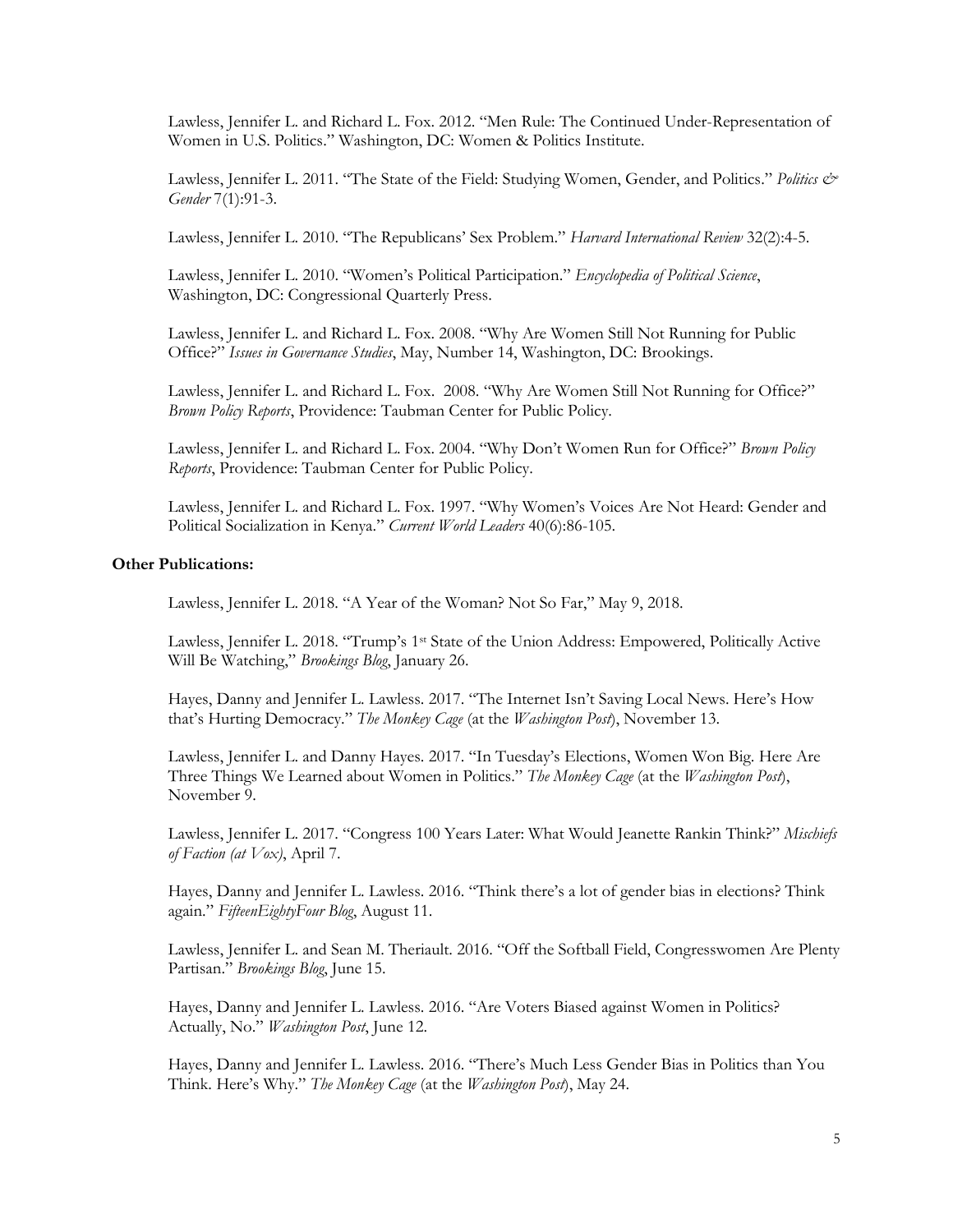Lawless, Jennifer L. and Richard L. Fox. 2012. "Men Rule: The Continued Under-Representation of Women in U.S. Politics." Washington, DC: Women & Politics Institute.

Lawless, Jennifer L. 2011. "The State of the Field: Studying Women, Gender, and Politics." *Politics & Gender* 7(1):91-3.

Lawless, Jennifer L. 2010. "The Republicans' Sex Problem." *Harvard International Review* 32(2):4-5.

Lawless, Jennifer L. 2010. "Women's Political Participation." *Encyclopedia of Political Science*, Washington, DC: Congressional Quarterly Press.

Lawless, Jennifer L. and Richard L. Fox. 2008. "Why Are Women Still Not Running for Public Office?" *Issues in Governance Studies*, May, Number 14, Washington, DC: Brookings.

Lawless, Jennifer L. and Richard L. Fox. 2008. "Why Are Women Still Not Running for Office?" *Brown Policy Reports*, Providence: Taubman Center for Public Policy.

Lawless, Jennifer L. and Richard L. Fox. 2004. "Why Don't Women Run for Office?" *Brown Policy Reports*, Providence: Taubman Center for Public Policy.

Lawless, Jennifer L. and Richard L. Fox. 1997. "Why Women's Voices Are Not Heard: Gender and Political Socialization in Kenya." *Current World Leaders* 40(6):86-105.

**Other Publications:**

Lawless, Jennifer L. 2018. "A Year of the Woman? Not So Far," May 9, 2018.

Lawless, Jennifer L. 2018. "Trump's 1st State of the Union Address: Empowered, Politically Active Will Be Watching," *Brookings Blog*, January 26.

Hayes, Danny and Jennifer L. Lawless. 2017. "The Internet Isn't Saving Local News. Here's How that's Hurting Democracy." *The Monkey Cage* (at the *Washington Post*), November 13.

Lawless, Jennifer L. and Danny Hayes. 2017. "In Tuesday's Elections, Women Won Big. Here Are Three Things We Learned about Women in Politics." *The Monkey Cage* (at the *Washington Post*), November 9.

Lawless, Jennifer L. 2017. "Congress 100 Years Later: What Would Jeanette Rankin Think?" *Mischiefs of Faction (at Vox)*, April 7.

Hayes, Danny and Jennifer L. Lawless. 2016. "Think there's a lot of gender bias in elections? Think again." *FifteenEightyFour Blog*, August 11.

Lawless, Jennifer L. and Sean M. Theriault. 2016. "Off the Softball Field, Congresswomen Are Plenty Partisan." *Brookings Blog*, June 15.

Hayes, Danny and Jennifer L. Lawless. 2016. "Are Voters Biased against Women in Politics? Actually, No." *Washington Post*, June 12.

Hayes, Danny and Jennifer L. Lawless. 2016. "There's Much Less Gender Bias in Politics than You Think. Here's Why." *The Monkey Cage* (at the *Washington Post*), May 24.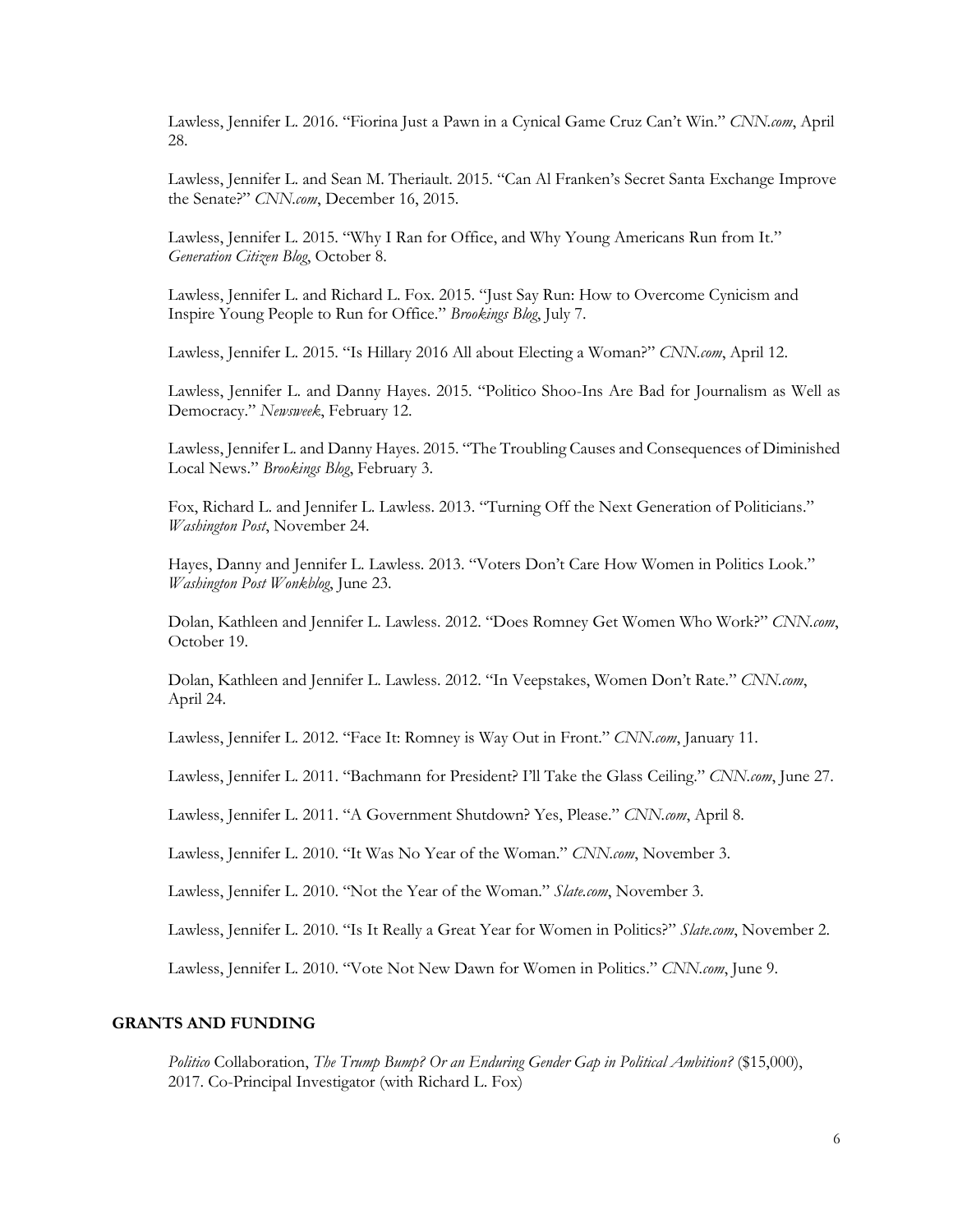Lawless, Jennifer L. 2016. "Fiorina Just a Pawn in a Cynical Game Cruz Can't Win." *CNN.com*, April 28.

Lawless, Jennifer L. and Sean M. Theriault. 2015. "Can Al Franken's Secret Santa Exchange Improve the Senate?" *CNN.com*, December 16, 2015.

Lawless, Jennifer L. 2015. "Why I Ran for Office, and Why Young Americans Run from It." *Generation Citizen Blog*, October 8.

Lawless, Jennifer L. and Richard L. Fox. 2015. "Just Say Run: How to Overcome Cynicism and Inspire Young People to Run for Office." *Brookings Blog*, July 7.

Lawless, Jennifer L. 2015. "Is Hillary 2016 All about Electing a Woman?" *CNN.com*, April 12.

Lawless, Jennifer L. and Danny Hayes. 2015. "Politico Shoo-Ins Are Bad for Journalism as Well as Democracy." *Newsweek*, February 12.

Lawless, Jennifer L. and Danny Hayes. 2015. "The Troubling Causes and Consequences of Diminished Local News." *Brookings Blog*, February 3.

Fox, Richard L. and Jennifer L. Lawless. 2013. "Turning Off the Next Generation of Politicians." *Washington Post*, November 24.

Hayes, Danny and Jennifer L. Lawless. 2013. "Voters Don't Care How Women in Politics Look." *Washington Post Wonkblog*, June 23.

Dolan, Kathleen and Jennifer L. Lawless. 2012. "Does Romney Get Women Who Work?" *CNN.com*, October 19.

Dolan, Kathleen and Jennifer L. Lawless. 2012. "In Veepstakes, Women Don't Rate." *CNN.com*, April 24.

Lawless, Jennifer L. 2012. "Face It: Romney is Way Out in Front." *CNN.com*, January 11.

Lawless, Jennifer L. 2011. "Bachmann for President? I'll Take the Glass Ceiling." *CNN.com*, June 27.

Lawless, Jennifer L. 2011. "A Government Shutdown? Yes, Please." *CNN.com*, April 8.

Lawless, Jennifer L. 2010. "It Was No Year of the Woman." *CNN.com*, November 3.

Lawless, Jennifer L. 2010. "Not the Year of the Woman." *Slate.com*, November 3.

Lawless, Jennifer L. 2010. "Is It Really a Great Year for Women in Politics?" *Slate.com*, November 2.

Lawless, Jennifer L. 2010. "Vote Not New Dawn for Women in Politics." *CNN.com*, June 9.

## GRANTS AND FUNDING

*Politico* Collaboration, *The Trump Bump? Or an Enduring Gender Gap in Political Ambition?* ($15,000), 2017. Co-Principal Investigator (with Richard L. Fox)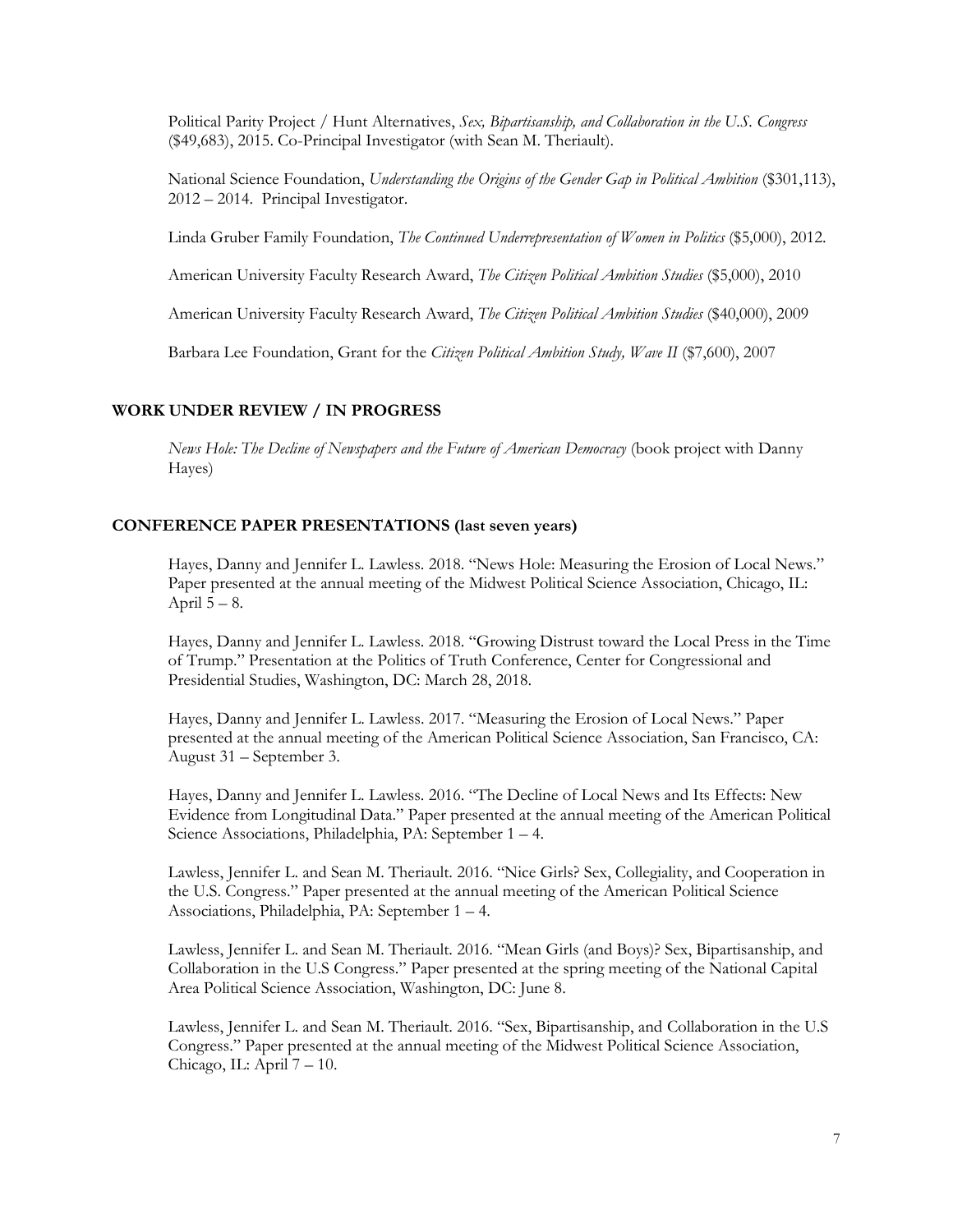Political Parity Project / Hunt Alternatives, *Sex, Bipartisanship, and Collaboration in the U.S. Congress* ($49,683), 2015. Co-Principal Investigator (with Sean M. Theriault).

National Science Foundation, *Understanding the Origins of the Gender Gap in Political Ambition* ($301,113), 2012 – 2014. Principal Investigator.

Linda Gruber Family Foundation, *The Continued Underrepresentation of Women in Politics* ($5,000), 2012.

American University Faculty Research Award, *The Citizen Political Ambition Studies* ($5,000), 2010

American University Faculty Research Award, *The Citizen Political Ambition Studies* ($40,000), 2009

Barbara Lee Foundation, Grant for the *Citizen Political Ambition Study, Wave II* ($7,600), 2007

## WORK UNDER REVIEW / IN PROGRESS

*News Hole: The Decline of Newspapers and the Future of American Democracy* (book project with Danny Hayes)

## CONFERENCE PAPER PRESENTATIONS (last seven years)

Hayes, Danny and Jennifer L. Lawless. 2018. "News Hole: Measuring the Erosion of Local News." Paper presented at the annual meeting of the Midwest Political Science Association, Chicago, IL: April 5 – 8.

Hayes, Danny and Jennifer L. Lawless. 2018. "Growing Distrust toward the Local Press in the Time of Trump." Presentation at the Politics of Truth Conference, Center for Congressional and Presidential Studies, Washington, DC: March 28, 2018.

Hayes, Danny and Jennifer L. Lawless. 2017. "Measuring the Erosion of Local News." Paper presented at the annual meeting of the American Political Science Association, San Francisco, CA: August 31 – September 3.

Hayes, Danny and Jennifer L. Lawless. 2016. "The Decline of Local News and Its Effects: New Evidence from Longitudinal Data." Paper presented at the annual meeting of the American Political Science Associations, Philadelphia, PA: September 1 – 4.

Lawless, Jennifer L. and Sean M. Theriault. 2016. "Nice Girls? Sex, Collegiality, and Cooperation in the U.S. Congress." Paper presented at the annual meeting of the American Political Science Associations, Philadelphia, PA: September 1 – 4.

Lawless, Jennifer L. and Sean M. Theriault. 2016. "Mean Girls (and Boys)? Sex, Bipartisanship, and Collaboration in the U.S Congress." Paper presented at the spring meeting of the National Capital Area Political Science Association, Washington, DC: June 8.

Lawless, Jennifer L. and Sean M. Theriault. 2016. "Sex, Bipartisanship, and Collaboration in the U.S Congress." Paper presented at the annual meeting of the Midwest Political Science Association, Chicago, IL: April 7 – 10.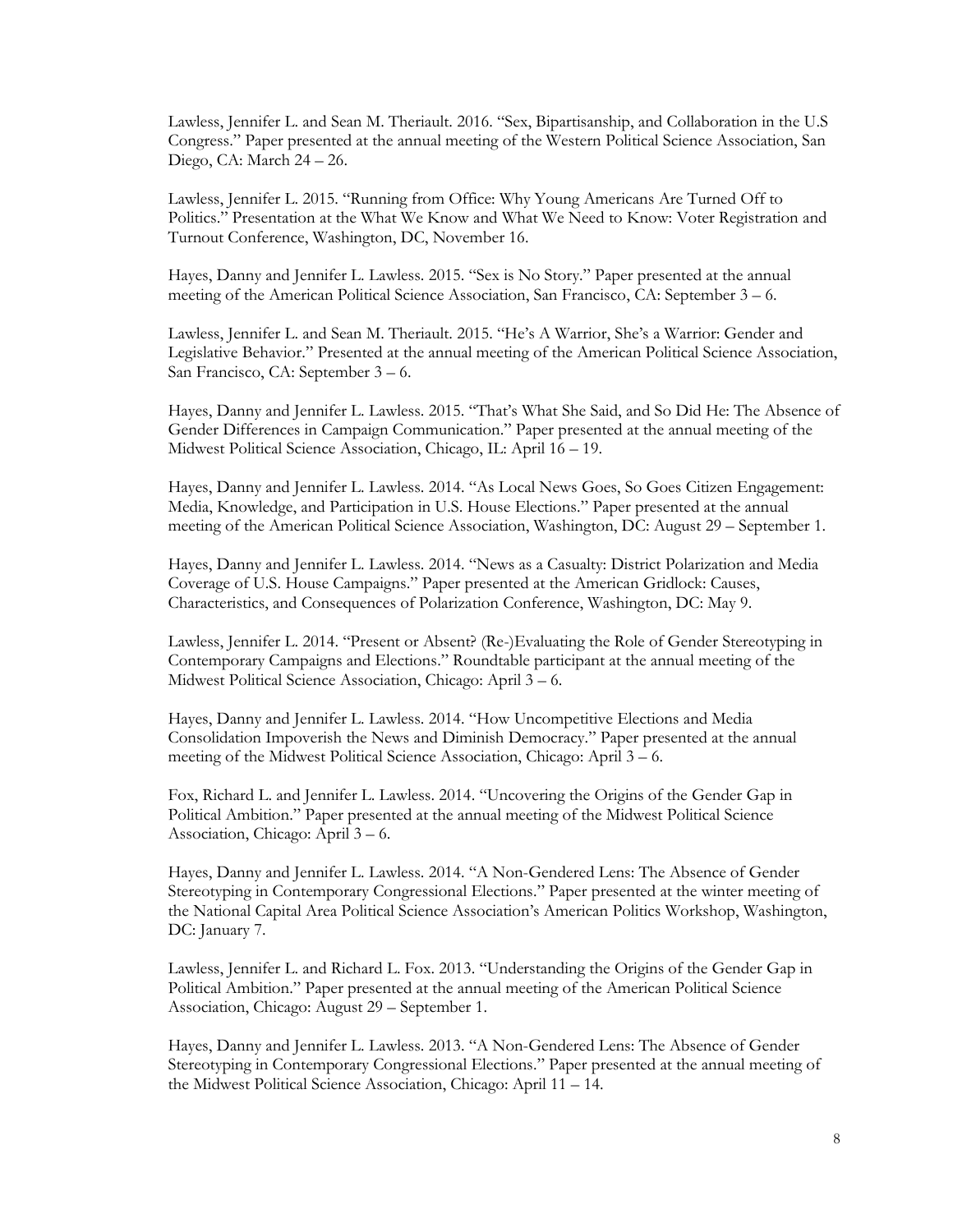Lawless, Jennifer L. and Sean M. Theriault. 2016. "Sex, Bipartisanship, and Collaboration in the U.S Congress." Paper presented at the annual meeting of the Western Political Science Association, San Diego, CA: March 24 – 26.

Lawless, Jennifer L. 2015. "Running from Office: Why Young Americans Are Turned Off to Politics." Presentation at the What We Know and What We Need to Know: Voter Registration and Turnout Conference, Washington, DC, November 16.

Hayes, Danny and Jennifer L. Lawless. 2015. "Sex is No Story." Paper presented at the annual meeting of the American Political Science Association, San Francisco, CA: September 3 – 6.

Lawless, Jennifer L. and Sean M. Theriault. 2015. "He's A Warrior, She's a Warrior: Gender and Legislative Behavior." Presented at the annual meeting of the American Political Science Association, San Francisco, CA: September 3 – 6.

Hayes, Danny and Jennifer L. Lawless. 2015. "That's What She Said, and So Did He: The Absence of Gender Differences in Campaign Communication." Paper presented at the annual meeting of the Midwest Political Science Association, Chicago, IL: April 16 – 19.

Hayes, Danny and Jennifer L. Lawless. 2014. "As Local News Goes, So Goes Citizen Engagement: Media, Knowledge, and Participation in U.S. House Elections." Paper presented at the annual meeting of the American Political Science Association, Washington, DC: August 29 – September 1.

Hayes, Danny and Jennifer L. Lawless. 2014. "News as a Casualty: District Polarization and Media Coverage of U.S. House Campaigns." Paper presented at the American Gridlock: Causes, Characteristics, and Consequences of Polarization Conference, Washington, DC: May 9.

Lawless, Jennifer L. 2014. "Present or Absent? (Re-)Evaluating the Role of Gender Stereotyping in Contemporary Campaigns and Elections." Roundtable participant at the annual meeting of the Midwest Political Science Association, Chicago: April 3 – 6.

Hayes, Danny and Jennifer L. Lawless. 2014. "How Uncompetitive Elections and Media Consolidation Impoverish the News and Diminish Democracy." Paper presented at the annual meeting of the Midwest Political Science Association, Chicago: April 3 – 6.

Fox, Richard L. and Jennifer L. Lawless. 2014. "Uncovering the Origins of the Gender Gap in Political Ambition." Paper presented at the annual meeting of the Midwest Political Science Association, Chicago: April 3 – 6.

Hayes, Danny and Jennifer L. Lawless. 2014. "A Non-Gendered Lens: The Absence of Gender Stereotyping in Contemporary Congressional Elections." Paper presented at the winter meeting of the National Capital Area Political Science Association's American Politics Workshop, Washington, DC: January 7.

Lawless, Jennifer L. and Richard L. Fox. 2013. "Understanding the Origins of the Gender Gap in Political Ambition." Paper presented at the annual meeting of the American Political Science Association, Chicago: August 29 – September 1.

Hayes, Danny and Jennifer L. Lawless. 2013. "A Non-Gendered Lens: The Absence of Gender Stereotyping in Contemporary Congressional Elections." Paper presented at the annual meeting of the Midwest Political Science Association, Chicago: April 11 – 14.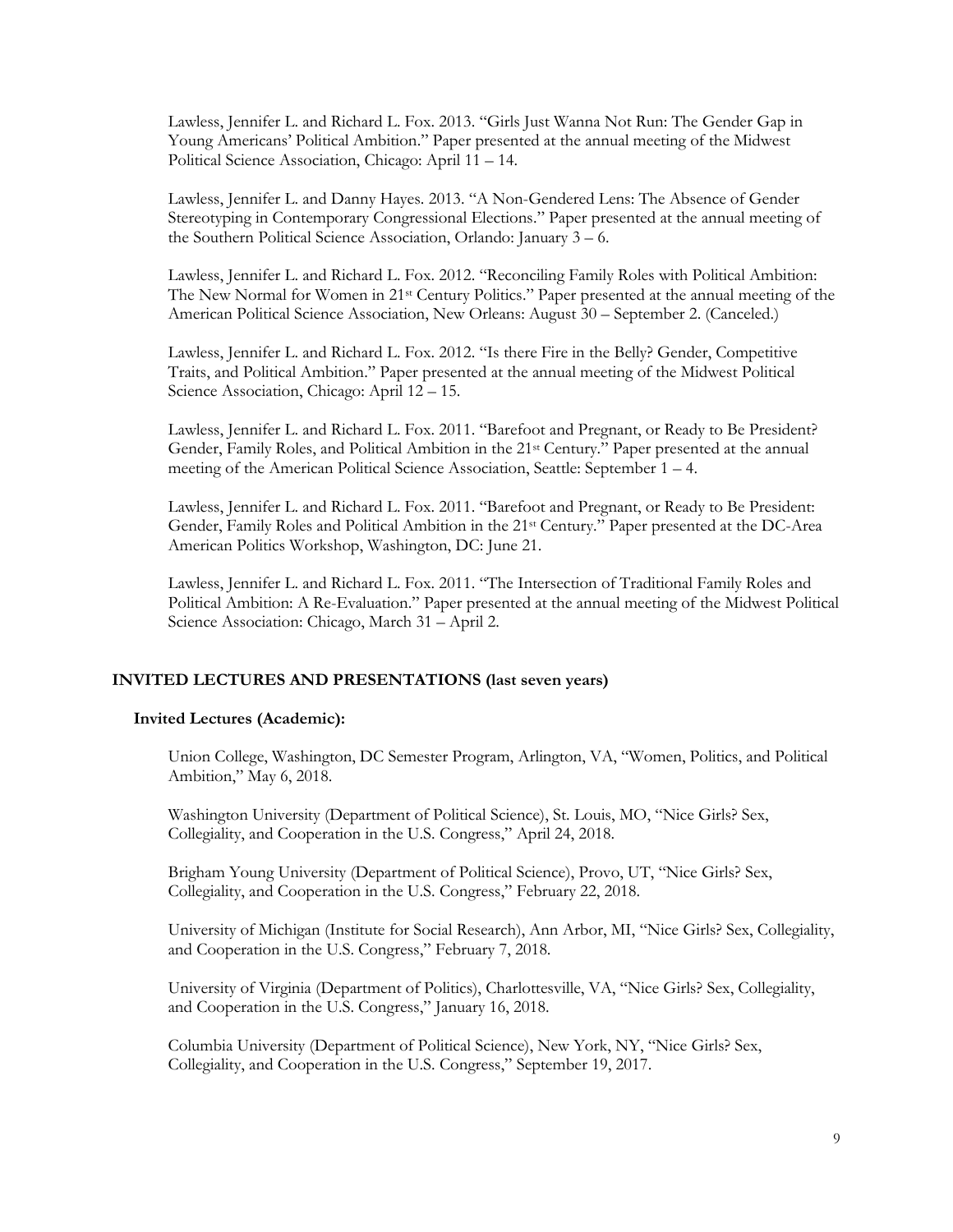Lawless, Jennifer L. and Richard L. Fox. 2013. "Girls Just Wanna Not Run: The Gender Gap in Young Americans' Political Ambition." Paper presented at the annual meeting of the Midwest Political Science Association, Chicago: April 11 – 14.

Lawless, Jennifer L. and Danny Hayes. 2013. "A Non-Gendered Lens: The Absence of Gender Stereotyping in Contemporary Congressional Elections." Paper presented at the annual meeting of the Southern Political Science Association, Orlando: January 3 – 6.

Lawless, Jennifer L. and Richard L. Fox. 2012. "Reconciling Family Roles with Political Ambition: The New Normal for Women in 21st Century Politics." Paper presented at the annual meeting of the American Political Science Association, New Orleans: August 30 – September 2. (Canceled.)

Lawless, Jennifer L. and Richard L. Fox. 2012. "Is there Fire in the Belly? Gender, Competitive Traits, and Political Ambition." Paper presented at the annual meeting of the Midwest Political Science Association, Chicago: April 12 – 15.

Lawless, Jennifer L. and Richard L. Fox. 2011. "Barefoot and Pregnant, or Ready to Be President? Gender, Family Roles, and Political Ambition in the 21st Century." Paper presented at the annual meeting of the American Political Science Association, Seattle: September 1 – 4.

Lawless, Jennifer L. and Richard L. Fox. 2011. "Barefoot and Pregnant, or Ready to Be President: Gender, Family Roles and Political Ambition in the 21st Century." Paper presented at the DC-Area American Politics Workshop, Washington, DC: June 21.

Lawless, Jennifer L. and Richard L. Fox. 2011. "The Intersection of Traditional Family Roles and Political Ambition: A Re-Evaluation." Paper presented at the annual meeting of the Midwest Political Science Association: Chicago, March 31 – April 2.

## INVITED LECTURES AND PRESENTATIONS (last seven years)

### Invited Lectures (Academic):

Union College, Washington, DC Semester Program, Arlington, VA, "Women, Politics, and Political Ambition," May 6, 2018.

Washington University (Department of Political Science), St. Louis, MO, "Nice Girls? Sex, Collegiality, and Cooperation in the U.S. Congress," April 24, 2018.

Brigham Young University (Department of Political Science), Provo, UT, "Nice Girls? Sex, Collegiality, and Cooperation in the U.S. Congress," February 22, 2018.

University of Michigan (Institute for Social Research), Ann Arbor, MI, "Nice Girls? Sex, Collegiality, and Cooperation in the U.S. Congress," February 7, 2018.

University of Virginia (Department of Politics), Charlottesville, VA, "Nice Girls? Sex, Collegiality, and Cooperation in the U.S. Congress," January 16, 2018.

Columbia University (Department of Political Science), New York, NY, "Nice Girls? Sex, Collegiality, and Cooperation in the U.S. Congress," September 19, 2017.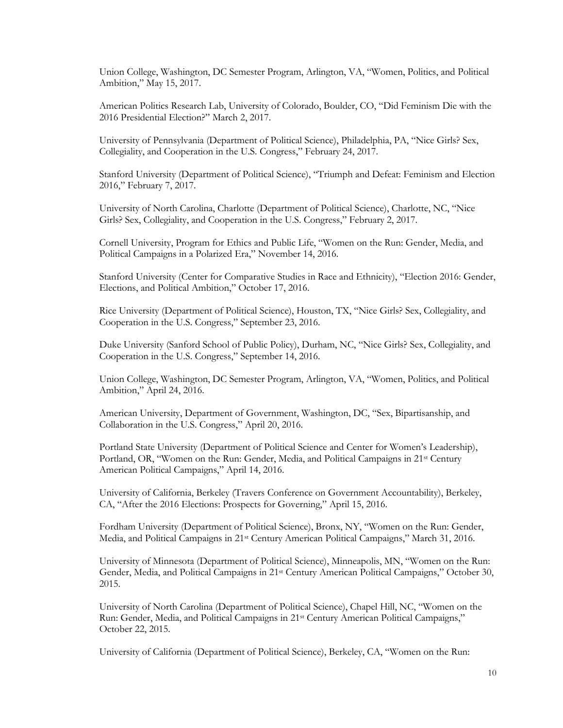Union College, Washington, DC Semester Program, Arlington, VA, "Women, Politics, and Political Ambition," May 15, 2017.

American Politics Research Lab, University of Colorado, Boulder, CO, "Did Feminism Die with the 2016 Presidential Election?" March 2, 2017.

University of Pennsylvania (Department of Political Science), Philadelphia, PA, "Nice Girls? Sex, Collegiality, and Cooperation in the U.S. Congress," February 24, 2017.

Stanford University (Department of Political Science), "Triumph and Defeat: Feminism and Election 2016," February 7, 2017.

University of North Carolina, Charlotte (Department of Political Science), Charlotte, NC, "Nice Girls? Sex, Collegiality, and Cooperation in the U.S. Congress," February 2, 2017.

Cornell University, Program for Ethics and Public Life, "Women on the Run: Gender, Media, and Political Campaigns in a Polarized Era," November 14, 2016.

Stanford University (Center for Comparative Studies in Race and Ethnicity), "Election 2016: Gender, Elections, and Political Ambition," October 17, 2016.

Rice University (Department of Political Science), Houston, TX, "Nice Girls? Sex, Collegiality, and Cooperation in the U.S. Congress," September 23, 2016.

Duke University (Sanford School of Public Policy), Durham, NC, "Nice Girls? Sex, Collegiality, and Cooperation in the U.S. Congress," September 14, 2016.

Union College, Washington, DC Semester Program, Arlington, VA, "Women, Politics, and Political Ambition," April 24, 2016.

American University, Department of Government, Washington, DC, "Sex, Bipartisanship, and Collaboration in the U.S. Congress," April 20, 2016.

Portland State University (Department of Political Science and Center for Women's Leadership), Portland, OR, "Women on the Run: Gender, Media, and Political Campaigns in 21st Century American Political Campaigns," April 14, 2016.

University of California, Berkeley (Travers Conference on Government Accountability), Berkeley, CA, "After the 2016 Elections: Prospects for Governing," April 15, 2016.

Fordham University (Department of Political Science), Bronx, NY, "Women on the Run: Gender, Media, and Political Campaigns in 21st Century American Political Campaigns," March 31, 2016.

University of Minnesota (Department of Political Science), Minneapolis, MN, "Women on the Run: Gender, Media, and Political Campaigns in 21st Century American Political Campaigns," October 30, 2015.

University of North Carolina (Department of Political Science), Chapel Hill, NC, "Women on the Run: Gender, Media, and Political Campaigns in 21st Century American Political Campaigns," October 22, 2015.

University of California (Department of Political Science), Berkeley, CA, "Women on the Run: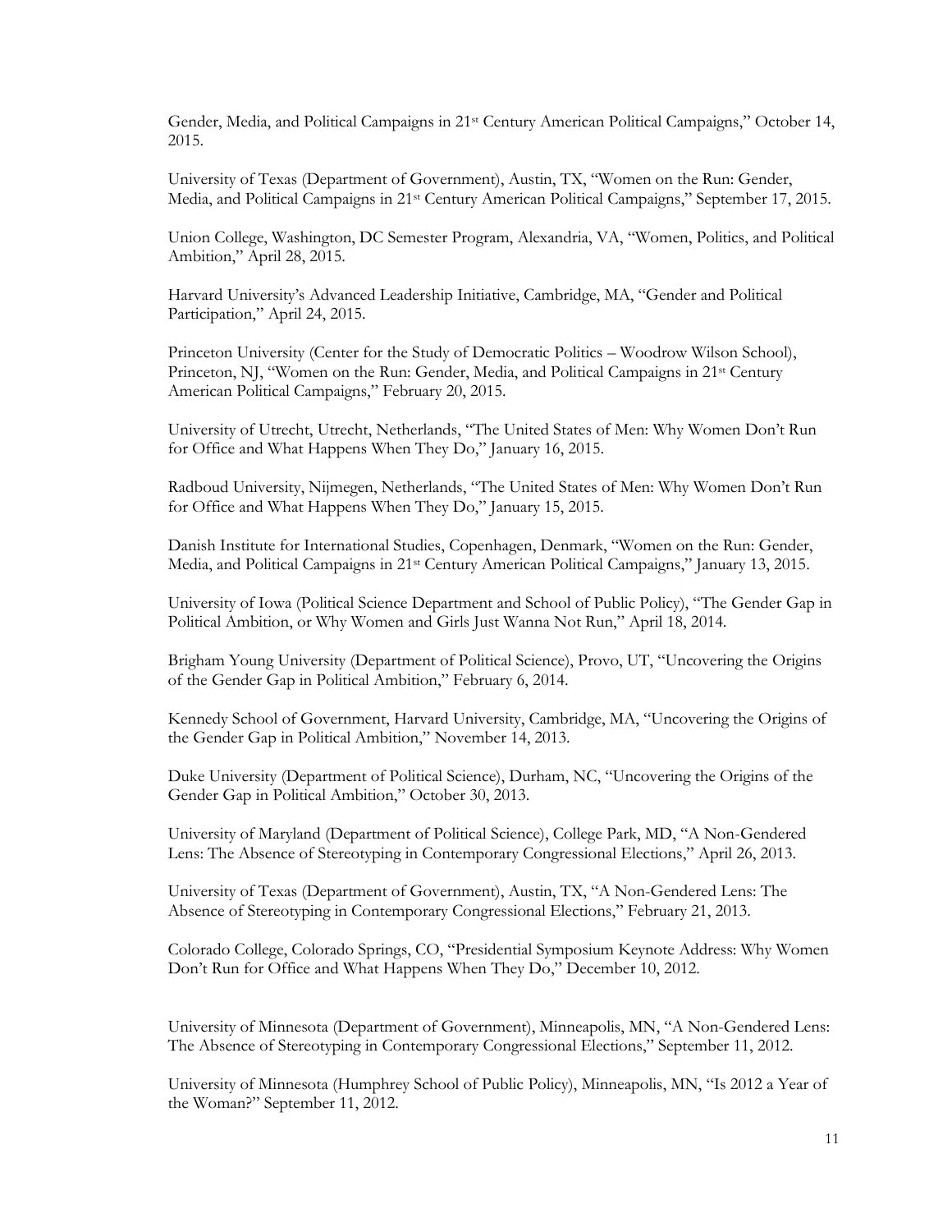Gender, Media, and Political Campaigns in 21st Century American Political Campaigns," October 14, 2015.

University of Texas (Department of Government), Austin, TX, "Women on the Run: Gender, Media, and Political Campaigns in 21st Century American Political Campaigns," September 17, 2015.

Union College, Washington, DC Semester Program, Alexandria, VA, "Women, Politics, and Political Ambition," April 28, 2015.

Harvard University's Advanced Leadership Initiative, Cambridge, MA, "Gender and Political Participation," April 24, 2015.

Princeton University (Center for the Study of Democratic Politics – Woodrow Wilson School), Princeton, NJ, "Women on the Run: Gender, Media, and Political Campaigns in 21st Century American Political Campaigns," February 20, 2015.

University of Utrecht, Utrecht, Netherlands, "The United States of Men: Why Women Don't Run for Office and What Happens When They Do," January 16, 2015.

Radboud University, Nijmegen, Netherlands, "The United States of Men: Why Women Don't Run for Office and What Happens When They Do," January 15, 2015.

Danish Institute for International Studies, Copenhagen, Denmark, "Women on the Run: Gender, Media, and Political Campaigns in 21st Century American Political Campaigns," January 13, 2015.

University of Iowa (Political Science Department and School of Public Policy), "The Gender Gap in Political Ambition, or Why Women and Girls Just Wanna Not Run," April 18, 2014.

Brigham Young University (Department of Political Science), Provo, UT, "Uncovering the Origins of the Gender Gap in Political Ambition," February 6, 2014.

Kennedy School of Government, Harvard University, Cambridge, MA, "Uncovering the Origins of the Gender Gap in Political Ambition," November 14, 2013.

Duke University (Department of Political Science), Durham, NC, "Uncovering the Origins of the Gender Gap in Political Ambition," October 30, 2013.

University of Maryland (Department of Political Science), College Park, MD, "A Non-Gendered Lens: The Absence of Stereotyping in Contemporary Congressional Elections," April 26, 2013.

University of Texas (Department of Government), Austin, TX, "A Non-Gendered Lens: The Absence of Stereotyping in Contemporary Congressional Elections," February 21, 2013.

Colorado College, Colorado Springs, CO, "Presidential Symposium Keynote Address: Why Women Don't Run for Office and What Happens When They Do," December 10, 2012.

University of Minnesota (Department of Government), Minneapolis, MN, "A Non-Gendered Lens: The Absence of Stereotyping in Contemporary Congressional Elections," September 11, 2012.

University of Minnesota (Humphrey School of Public Policy), Minneapolis, MN, "Is 2012 a Year of the Woman?" September 11, 2012.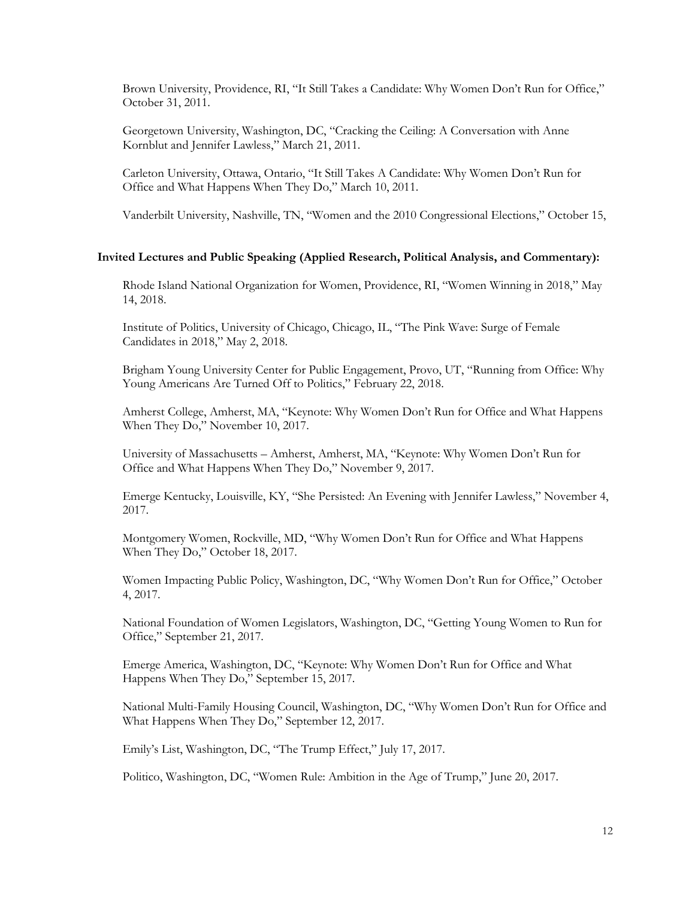Brown University, Providence, RI, "It Still Takes a Candidate: Why Women Don't Run for Office," October 31, 2011.

Georgetown University, Washington, DC, "Cracking the Ceiling: A Conversation with Anne Kornblut and Jennifer Lawless," March 21, 2011.

Carleton University, Ottawa, Ontario, "It Still Takes A Candidate: Why Women Don't Run for Office and What Happens When They Do," March 10, 2011.

Vanderbilt University, Nashville, TN, "Women and the 2010 Congressional Elections," October 15,

**Invited Lectures and Public Speaking (Applied Research, Political Analysis, and Commentary):**

Rhode Island National Organization for Women, Providence, RI, "Women Winning in 2018," May 14, 2018.

Institute of Politics, University of Chicago, Chicago, IL, "The Pink Wave: Surge of Female Candidates in 2018," May 2, 2018.

Brigham Young University Center for Public Engagement, Provo, UT, "Running from Office: Why Young Americans Are Turned Off to Politics," February 22, 2018.

Amherst College, Amherst, MA, "Keynote: Why Women Don't Run for Office and What Happens When They Do," November 10, 2017.

University of Massachusetts – Amherst, Amherst, MA, "Keynote: Why Women Don't Run for Office and What Happens When They Do," November 9, 2017.

Emerge Kentucky, Louisville, KY, "She Persisted: An Evening with Jennifer Lawless," November 4, 2017.

Montgomery Women, Rockville, MD, "Why Women Don't Run for Office and What Happens When They Do," October 18, 2017.

Women Impacting Public Policy, Washington, DC, "Why Women Don't Run for Office," October 4, 2017.

National Foundation of Women Legislators, Washington, DC, "Getting Young Women to Run for Office," September 21, 2017.

Emerge America, Washington, DC, "Keynote: Why Women Don't Run for Office and What Happens When They Do," September 15, 2017.

National Multi-Family Housing Council, Washington, DC, "Why Women Don't Run for Office and What Happens When They Do," September 12, 2017.

Emily's List, Washington, DC, "The Trump Effect," July 17, 2017.

Politico, Washington, DC, "Women Rule: Ambition in the Age of Trump," June 20, 2017.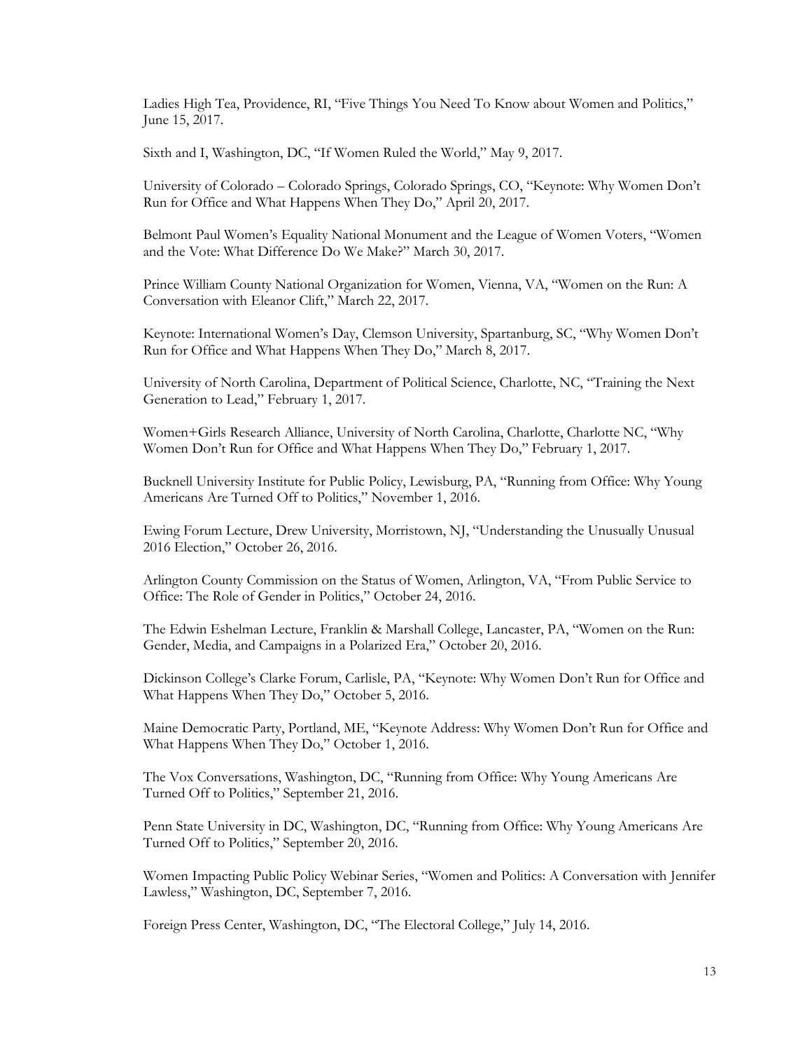Ladies High Tea, Providence, RI, "Five Things You Need To Know about Women and Politics," June 15, 2017.

Sixth and I, Washington, DC, "If Women Ruled the World," May 9, 2017.

University of Colorado – Colorado Springs, Colorado Springs, CO, "Keynote: Why Women Don't Run for Office and What Happens When They Do," April 20, 2017.

Belmont Paul Women's Equality National Monument and the League of Women Voters, "Women and the Vote: What Difference Do We Make?" March 30, 2017.

Prince William County National Organization for Women, Vienna, VA, "Women on the Run: A Conversation with Eleanor Clift," March 22, 2017.

Keynote: International Women's Day, Clemson University, Spartanburg, SC, "Why Women Don't Run for Office and What Happens When They Do," March 8, 2017.

University of North Carolina, Department of Political Science, Charlotte, NC, "Training the Next Generation to Lead," February 1, 2017.

Women+Girls Research Alliance, University of North Carolina, Charlotte, Charlotte NC, "Why Women Don't Run for Office and What Happens When They Do," February 1, 2017.

Bucknell University Institute for Public Policy, Lewisburg, PA, "Running from Office: Why Young Americans Are Turned Off to Politics," November 1, 2016.

Ewing Forum Lecture, Drew University, Morristown, NJ, "Understanding the Unusually Unusual 2016 Election," October 26, 2016.

Arlington County Commission on the Status of Women, Arlington, VA, "From Public Service to Office: The Role of Gender in Politics," October 24, 2016.

The Edwin Eshelman Lecture, Franklin & Marshall College, Lancaster, PA, "Women on the Run: Gender, Media, and Campaigns in a Polarized Era," October 20, 2016.

Dickinson College's Clarke Forum, Carlisle, PA, "Keynote: Why Women Don't Run for Office and What Happens When They Do," October 5, 2016.

Maine Democratic Party, Portland, ME, "Keynote Address: Why Women Don't Run for Office and What Happens When They Do," October 1, 2016.

The Vox Conversations, Washington, DC, "Running from Office: Why Young Americans Are Turned Off to Politics," September 21, 2016.

Penn State University in DC, Washington, DC, "Running from Office: Why Young Americans Are Turned Off to Politics," September 20, 2016.

Women Impacting Public Policy Webinar Series, "Women and Politics: A Conversation with Jennifer Lawless," Washington, DC, September 7, 2016.

Foreign Press Center, Washington, DC, "The Electoral College," July 14, 2016.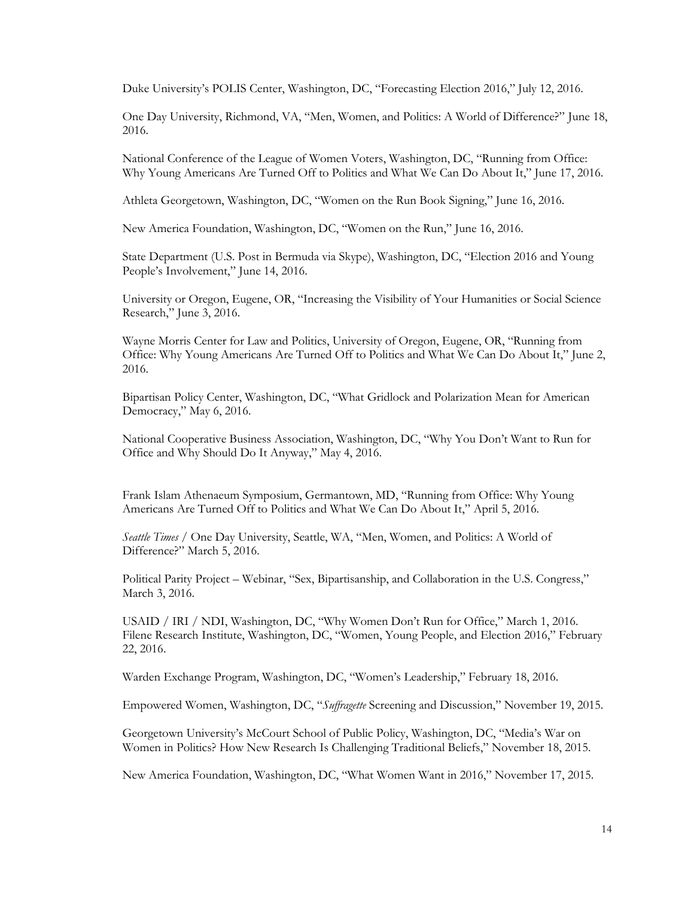Duke University's POLIS Center, Washington, DC, "Forecasting Election 2016," July 12, 2016.

One Day University, Richmond, VA, "Men, Women, and Politics: A World of Difference?" June 18, 2016.

National Conference of the League of Women Voters, Washington, DC, "Running from Office: Why Young Americans Are Turned Off to Politics and What We Can Do About It," June 17, 2016.

Athleta Georgetown, Washington, DC, "Women on the Run Book Signing," June 16, 2016.

New America Foundation, Washington, DC, "Women on the Run," June 16, 2016.

State Department (U.S. Post in Bermuda via Skype), Washington, DC, "Election 2016 and Young People's Involvement," June 14, 2016.

University or Oregon, Eugene, OR, "Increasing the Visibility of Your Humanities or Social Science Research," June 3, 2016.

Wayne Morris Center for Law and Politics, University of Oregon, Eugene, OR, "Running from Office: Why Young Americans Are Turned Off to Politics and What We Can Do About It," June 2, 2016.

Bipartisan Policy Center, Washington, DC, "What Gridlock and Polarization Mean for American Democracy," May 6, 2016.

National Cooperative Business Association, Washington, DC, "Why You Don't Want to Run for Office and Why Should Do It Anyway," May 4, 2016.

Frank Islam Athenaeum Symposium, Germantown, MD, "Running from Office: Why Young Americans Are Turned Off to Politics and What We Can Do About It," April 5, 2016.

*Seattle Times* / One Day University, Seattle, WA, "Men, Women, and Politics: A World of Difference?" March 5, 2016.

Political Parity Project – Webinar, "Sex, Bipartisanship, and Collaboration in the U.S. Congress," March 3, 2016.

USAID / IRI / NDI, Washington, DC, "Why Women Don't Run for Office," March 1, 2016.
Filene Research Institute, Washington, DC, "Women, Young People, and Election 2016," February 22, 2016.

Warden Exchange Program, Washington, DC, "Women's Leadership," February 18, 2016.

Empowered Women, Washington, DC, "*Suffragette* Screening and Discussion," November 19, 2015.

Georgetown University's McCourt School of Public Policy, Washington, DC, "Media's War on Women in Politics? How New Research Is Challenging Traditional Beliefs," November 18, 2015.

New America Foundation, Washington, DC, "What Women Want in 2016," November 17, 2015.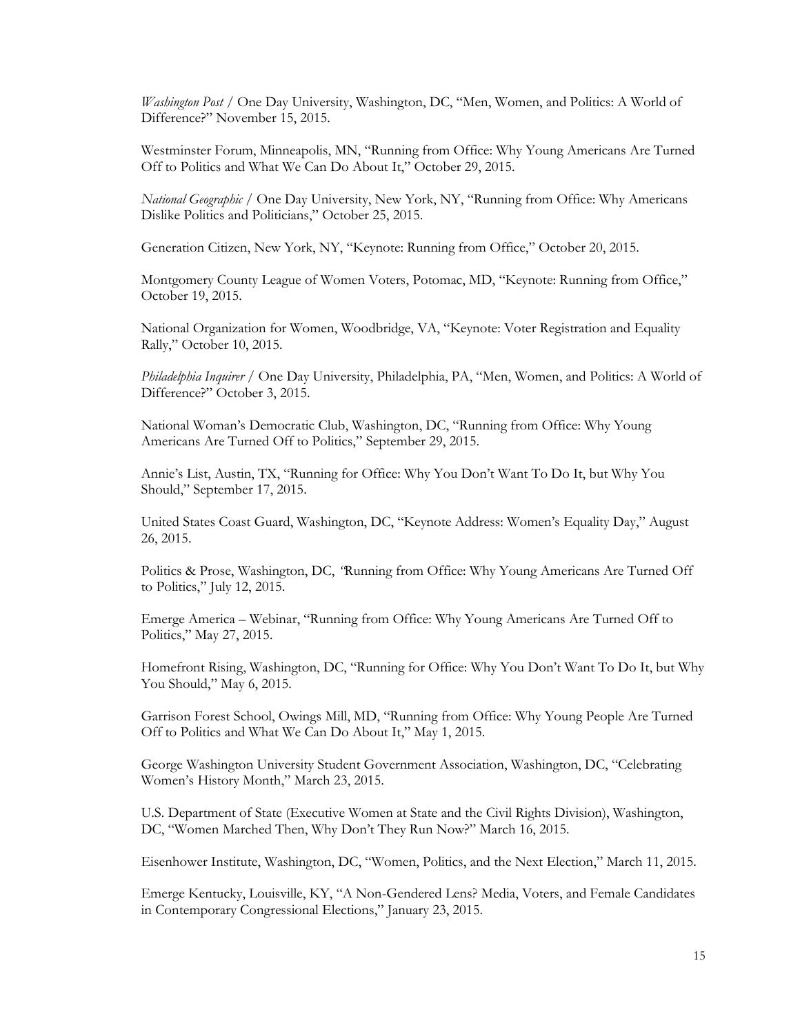*Washington Post* / One Day University, Washington, DC, "Men, Women, and Politics: A World of Difference?" November 15, 2015.

Westminster Forum, Minneapolis, MN, "Running from Office: Why Young Americans Are Turned Off to Politics and What We Can Do About It," October 29, 2015.

*National Geographic* / One Day University, New York, NY, "Running from Office: Why Americans Dislike Politics and Politicians," October 25, 2015.

Generation Citizen, New York, NY, "Keynote: Running from Office," October 20, 2015.

Montgomery County League of Women Voters, Potomac, MD, "Keynote: Running from Office," October 19, 2015.

National Organization for Women, Woodbridge, VA, "Keynote: Voter Registration and Equality Rally," October 10, 2015.

*Philadelphia Inquirer* / One Day University, Philadelphia, PA, "Men, Women, and Politics: A World of Difference?" October 3, 2015.

National Woman's Democratic Club, Washington, DC, "Running from Office: Why Young Americans Are Turned Off to Politics," September 29, 2015.

Annie's List, Austin, TX, "Running for Office: Why You Don't Want To Do It, but Why You Should," September 17, 2015.

United States Coast Guard, Washington, DC, "Keynote Address: Women's Equality Day," August 26, 2015.

Politics & Prose, Washington, DC, "Running from Office: Why Young Americans Are Turned Off to Politics," July 12, 2015.

Emerge America – Webinar, "Running from Office: Why Young Americans Are Turned Off to Politics," May 27, 2015.

Homefront Rising, Washington, DC, "Running for Office: Why You Don't Want To Do It, but Why You Should," May 6, 2015.

Garrison Forest School, Owings Mill, MD, "Running from Office: Why Young People Are Turned Off to Politics and What We Can Do About It," May 1, 2015.

George Washington University Student Government Association, Washington, DC, "Celebrating Women's History Month," March 23, 2015.

U.S. Department of State (Executive Women at State and the Civil Rights Division), Washington, DC, "Women Marched Then, Why Don't They Run Now?" March 16, 2015.

Eisenhower Institute, Washington, DC, "Women, Politics, and the Next Election," March 11, 2015.

Emerge Kentucky, Louisville, KY, "A Non-Gendered Lens? Media, Voters, and Female Candidates in Contemporary Congressional Elections," January 23, 2015.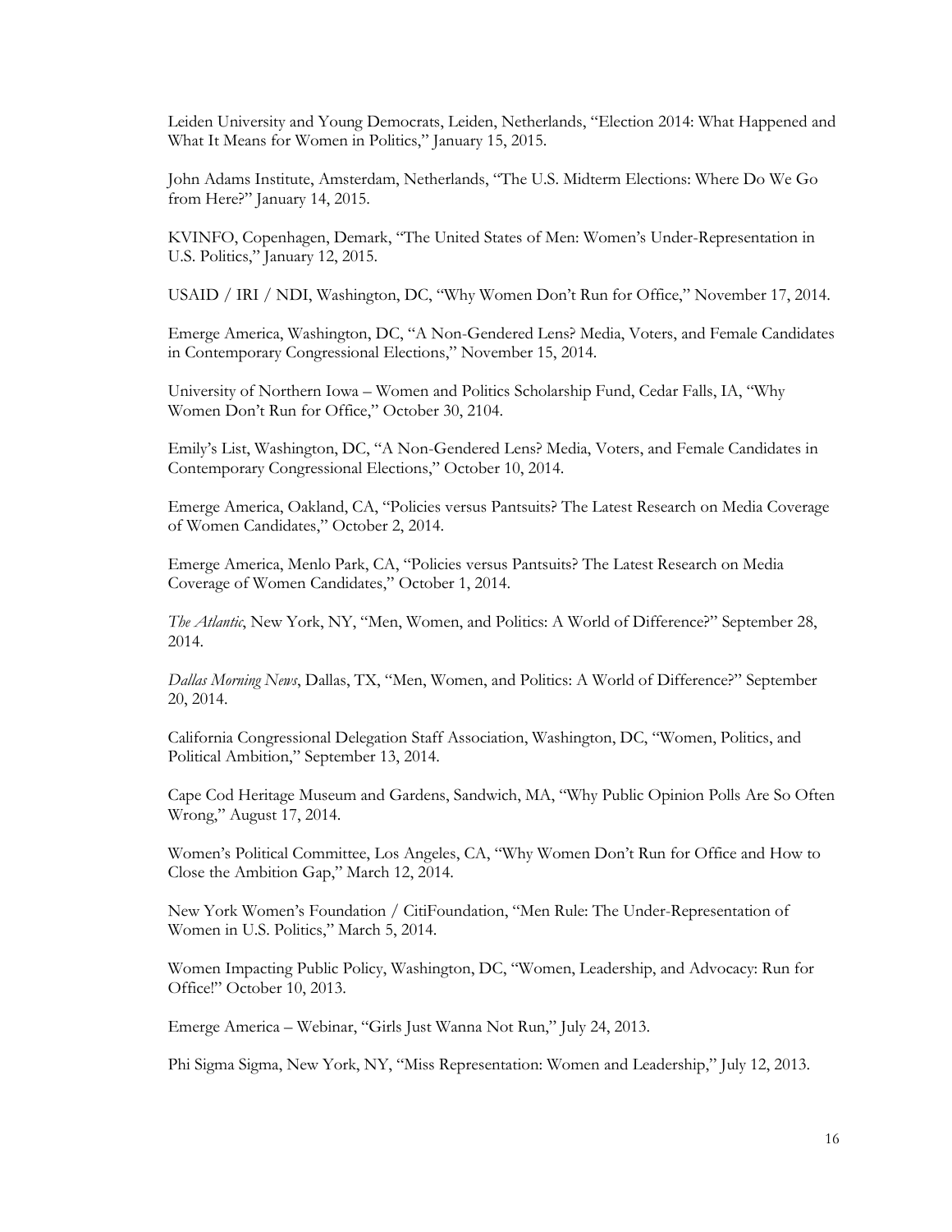Leiden University and Young Democrats, Leiden, Netherlands, "Election 2014: What Happened and What It Means for Women in Politics," January 15, 2015.

John Adams Institute, Amsterdam, Netherlands, "The U.S. Midterm Elections: Where Do We Go from Here?" January 14, 2015.

KVINFO, Copenhagen, Demark, "The United States of Men: Women's Under-Representation in U.S. Politics," January 12, 2015.

USAID / IRI / NDI, Washington, DC, "Why Women Don't Run for Office," November 17, 2014.

Emerge America, Washington, DC, "A Non-Gendered Lens? Media, Voters, and Female Candidates in Contemporary Congressional Elections," November 15, 2014.

University of Northern Iowa – Women and Politics Scholarship Fund, Cedar Falls, IA, "Why Women Don't Run for Office," October 30, 2104.

Emily's List, Washington, DC, "A Non-Gendered Lens? Media, Voters, and Female Candidates in Contemporary Congressional Elections," October 10, 2014.

Emerge America, Oakland, CA, "Policies versus Pantsuits? The Latest Research on Media Coverage of Women Candidates," October 2, 2014.

Emerge America, Menlo Park, CA, "Policies versus Pantsuits? The Latest Research on Media Coverage of Women Candidates," October 1, 2014.

*The Atlantic*, New York, NY, "Men, Women, and Politics: A World of Difference?" September 28, 2014.

*Dallas Morning News*, Dallas, TX, "Men, Women, and Politics: A World of Difference?" September 20, 2014.

California Congressional Delegation Staff Association, Washington, DC, "Women, Politics, and Political Ambition," September 13, 2014.

Cape Cod Heritage Museum and Gardens, Sandwich, MA, "Why Public Opinion Polls Are So Often Wrong," August 17, 2014.

Women's Political Committee, Los Angeles, CA, "Why Women Don't Run for Office and How to Close the Ambition Gap," March 12, 2014.

New York Women's Foundation / CitiFoundation, "Men Rule: The Under-Representation of Women in U.S. Politics," March 5, 2014.

Women Impacting Public Policy, Washington, DC, "Women, Leadership, and Advocacy: Run for Office!" October 10, 2013.

Emerge America – Webinar, "Girls Just Wanna Not Run," July 24, 2013.

Phi Sigma Sigma, New York, NY, "Miss Representation: Women and Leadership," July 12, 2013.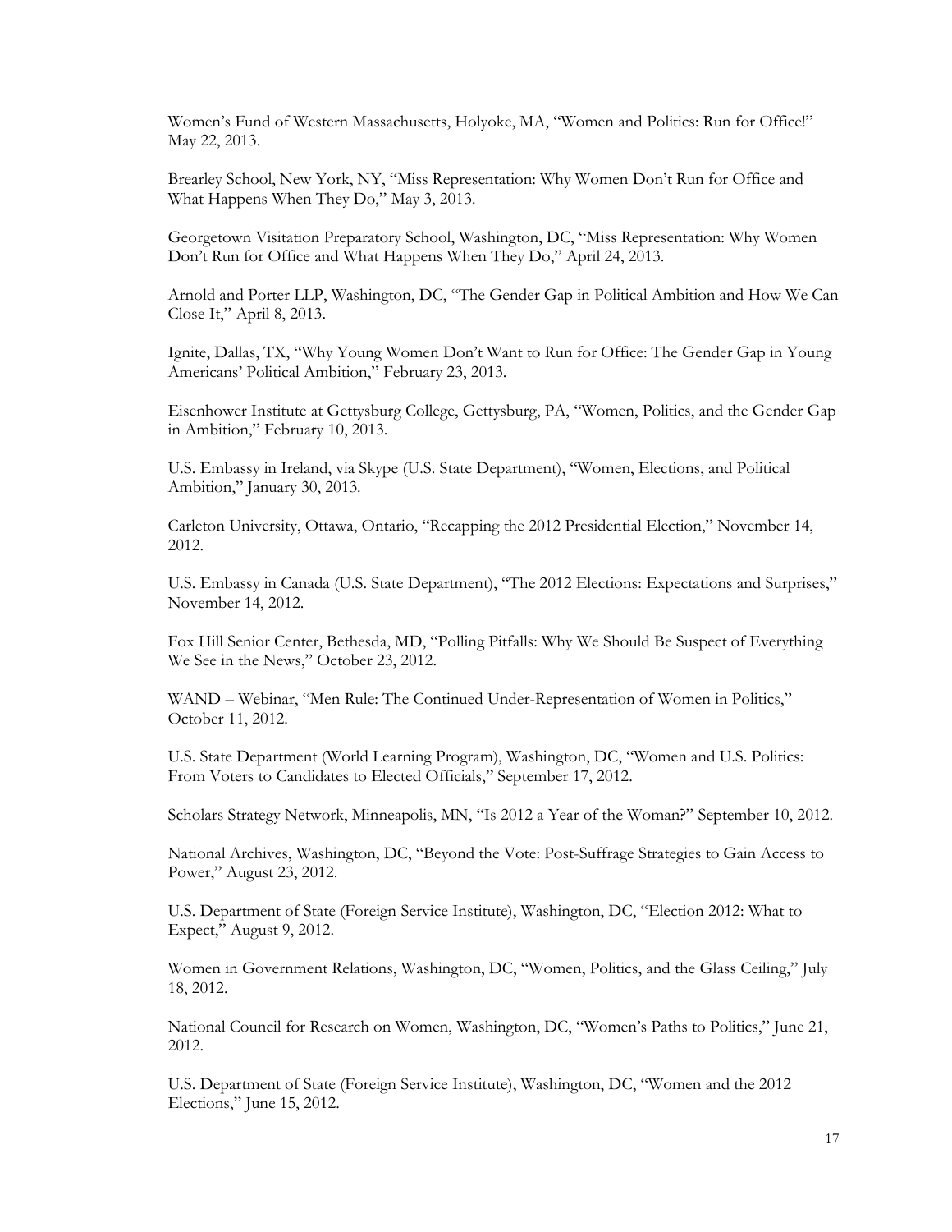Women's Fund of Western Massachusetts, Holyoke, MA, "Women and Politics: Run for Office!" May 22, 2013.

Brearley School, New York, NY, "Miss Representation: Why Women Don't Run for Office and What Happens When They Do," May 3, 2013.

Georgetown Visitation Preparatory School, Washington, DC, "Miss Representation: Why Women Don't Run for Office and What Happens When They Do," April 24, 2013.

Arnold and Porter LLP, Washington, DC, "The Gender Gap in Political Ambition and How We Can Close It," April 8, 2013.

Ignite, Dallas, TX, "Why Young Women Don't Want to Run for Office: The Gender Gap in Young Americans' Political Ambition," February 23, 2013.

Eisenhower Institute at Gettysburg College, Gettysburg, PA, "Women, Politics, and the Gender Gap in Ambition," February 10, 2013.

U.S. Embassy in Ireland, via Skype (U.S. State Department), "Women, Elections, and Political Ambition," January 30, 2013.

Carleton University, Ottawa, Ontario, "Recapping the 2012 Presidential Election," November 14, 2012.

U.S. Embassy in Canada (U.S. State Department), "The 2012 Elections: Expectations and Surprises," November 14, 2012.

Fox Hill Senior Center, Bethesda, MD, "Polling Pitfalls: Why We Should Be Suspect of Everything We See in the News," October 23, 2012.

WAND – Webinar, "Men Rule: The Continued Under-Representation of Women in Politics," October 11, 2012.

U.S. State Department (World Learning Program), Washington, DC, "Women and U.S. Politics: From Voters to Candidates to Elected Officials," September 17, 2012.

Scholars Strategy Network, Minneapolis, MN, "Is 2012 a Year of the Woman?" September 10, 2012.

National Archives, Washington, DC, "Beyond the Vote: Post-Suffrage Strategies to Gain Access to Power," August 23, 2012.

U.S. Department of State (Foreign Service Institute), Washington, DC, "Election 2012: What to Expect," August 9, 2012.

Women in Government Relations, Washington, DC, "Women, Politics, and the Glass Ceiling," July 18, 2012.

National Council for Research on Women, Washington, DC, "Women's Paths to Politics," June 21, 2012.

U.S. Department of State (Foreign Service Institute), Washington, DC, "Women and the 2012 Elections," June 15, 2012.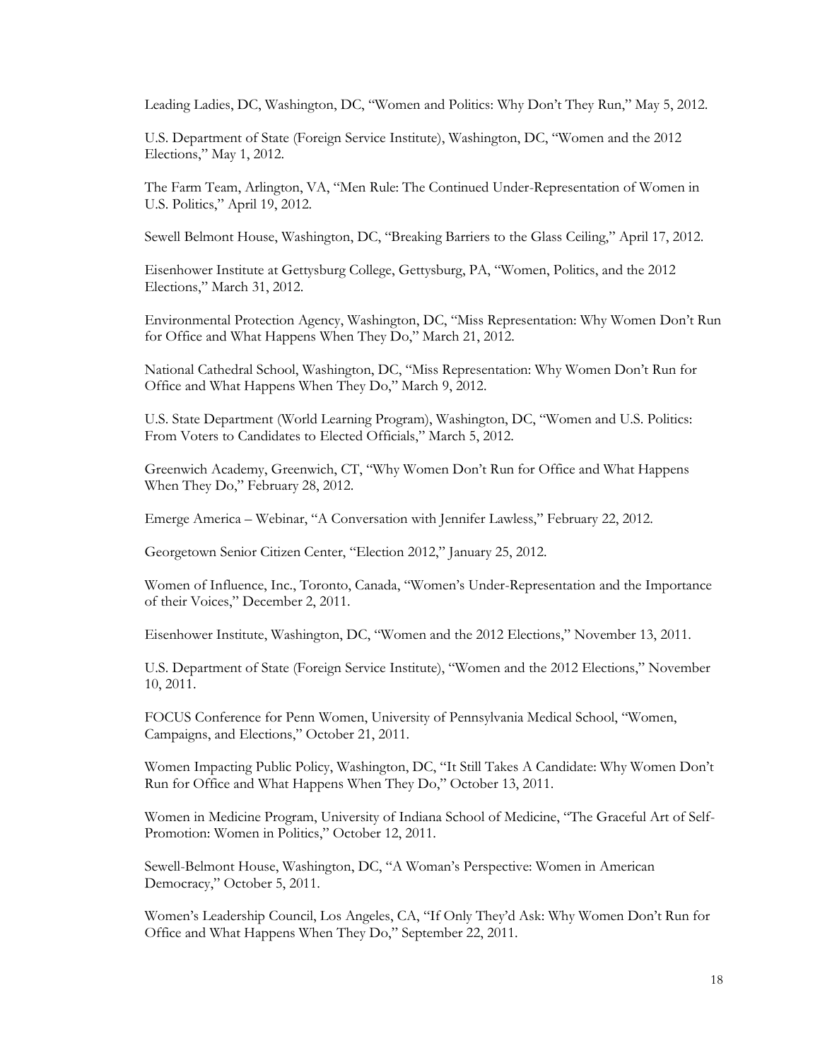Leading Ladies, DC, Washington, DC, "Women and Politics: Why Don't They Run," May 5, 2012.

U.S. Department of State (Foreign Service Institute), Washington, DC, "Women and the 2012 Elections," May 1, 2012.

The Farm Team, Arlington, VA, "Men Rule: The Continued Under-Representation of Women in U.S. Politics," April 19, 2012.

Sewell Belmont House, Washington, DC, "Breaking Barriers to the Glass Ceiling," April 17, 2012.

Eisenhower Institute at Gettysburg College, Gettysburg, PA, "Women, Politics, and the 2012 Elections," March 31, 2012.

Environmental Protection Agency, Washington, DC, "Miss Representation: Why Women Don't Run for Office and What Happens When They Do," March 21, 2012.

National Cathedral School, Washington, DC, "Miss Representation: Why Women Don't Run for Office and What Happens When They Do," March 9, 2012.

U.S. State Department (World Learning Program), Washington, DC, "Women and U.S. Politics: From Voters to Candidates to Elected Officials," March 5, 2012.

Greenwich Academy, Greenwich, CT, "Why Women Don't Run for Office and What Happens When They Do," February 28, 2012.

Emerge America – Webinar, "A Conversation with Jennifer Lawless," February 22, 2012.

Georgetown Senior Citizen Center, "Election 2012," January 25, 2012.

Women of Influence, Inc., Toronto, Canada, "Women's Under-Representation and the Importance of their Voices," December 2, 2011.

Eisenhower Institute, Washington, DC, "Women and the 2012 Elections," November 13, 2011.

U.S. Department of State (Foreign Service Institute), "Women and the 2012 Elections," November 10, 2011.

FOCUS Conference for Penn Women, University of Pennsylvania Medical School, "Women, Campaigns, and Elections," October 21, 2011.

Women Impacting Public Policy, Washington, DC, "It Still Takes A Candidate: Why Women Don't Run for Office and What Happens When They Do," October 13, 2011.

Women in Medicine Program, University of Indiana School of Medicine, "The Graceful Art of Self-Promotion: Women in Politics," October 12, 2011.

Sewell-Belmont House, Washington, DC, "A Woman's Perspective: Women in American Democracy," October 5, 2011.

Women's Leadership Council, Los Angeles, CA, "If Only They'd Ask: Why Women Don't Run for Office and What Happens When They Do," September 22, 2011.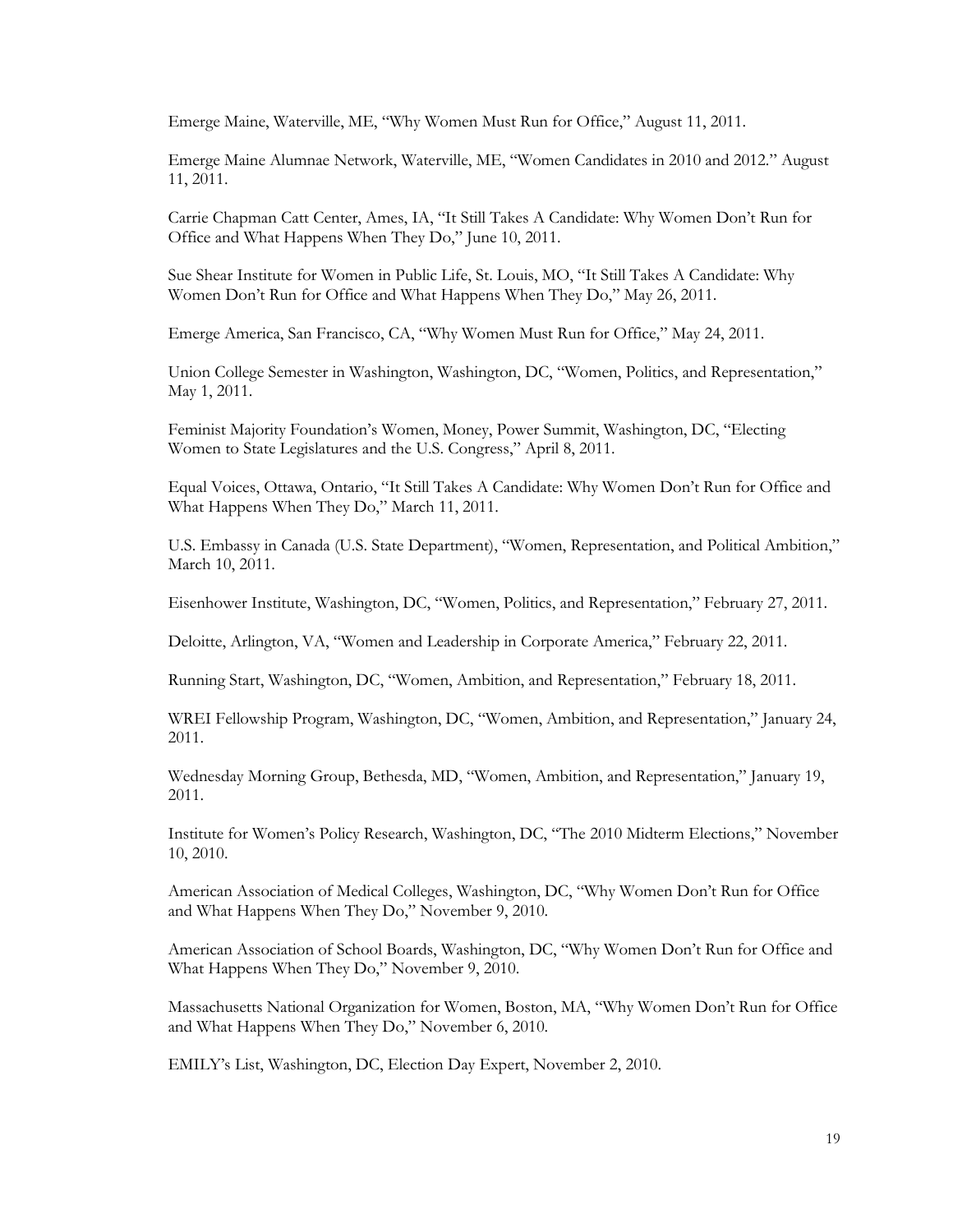Emerge Maine, Waterville, ME, "Why Women Must Run for Office," August 11, 2011.

Emerge Maine Alumnae Network, Waterville, ME, "Women Candidates in 2010 and 2012." August 11, 2011.

Carrie Chapman Catt Center, Ames, IA, "It Still Takes A Candidate: Why Women Don't Run for Office and What Happens When They Do," June 10, 2011.

Sue Shear Institute for Women in Public Life, St. Louis, MO, "It Still Takes A Candidate: Why Women Don't Run for Office and What Happens When They Do," May 26, 2011.

Emerge America, San Francisco, CA, "Why Women Must Run for Office," May 24, 2011.

Union College Semester in Washington, Washington, DC, "Women, Politics, and Representation," May 1, 2011.

Feminist Majority Foundation's Women, Money, Power Summit, Washington, DC, "Electing Women to State Legislatures and the U.S. Congress," April 8, 2011.

Equal Voices, Ottawa, Ontario, "It Still Takes A Candidate: Why Women Don't Run for Office and What Happens When They Do," March 11, 2011.

U.S. Embassy in Canada (U.S. State Department), "Women, Representation, and Political Ambition," March 10, 2011.

Eisenhower Institute, Washington, DC, "Women, Politics, and Representation," February 27, 2011.

Deloitte, Arlington, VA, "Women and Leadership in Corporate America," February 22, 2011.

Running Start, Washington, DC, "Women, Ambition, and Representation," February 18, 2011.

WREI Fellowship Program, Washington, DC, "Women, Ambition, and Representation," January 24, 2011.

Wednesday Morning Group, Bethesda, MD, "Women, Ambition, and Representation," January 19, 2011.

Institute for Women's Policy Research, Washington, DC, "The 2010 Midterm Elections," November 10, 2010.

American Association of Medical Colleges, Washington, DC, "Why Women Don't Run for Office and What Happens When They Do," November 9, 2010.

American Association of School Boards, Washington, DC, "Why Women Don't Run for Office and What Happens When They Do," November 9, 2010.

Massachusetts National Organization for Women, Boston, MA, "Why Women Don't Run for Office and What Happens When They Do," November 6, 2010.

EMILY's List, Washington, DC, Election Day Expert, November 2, 2010.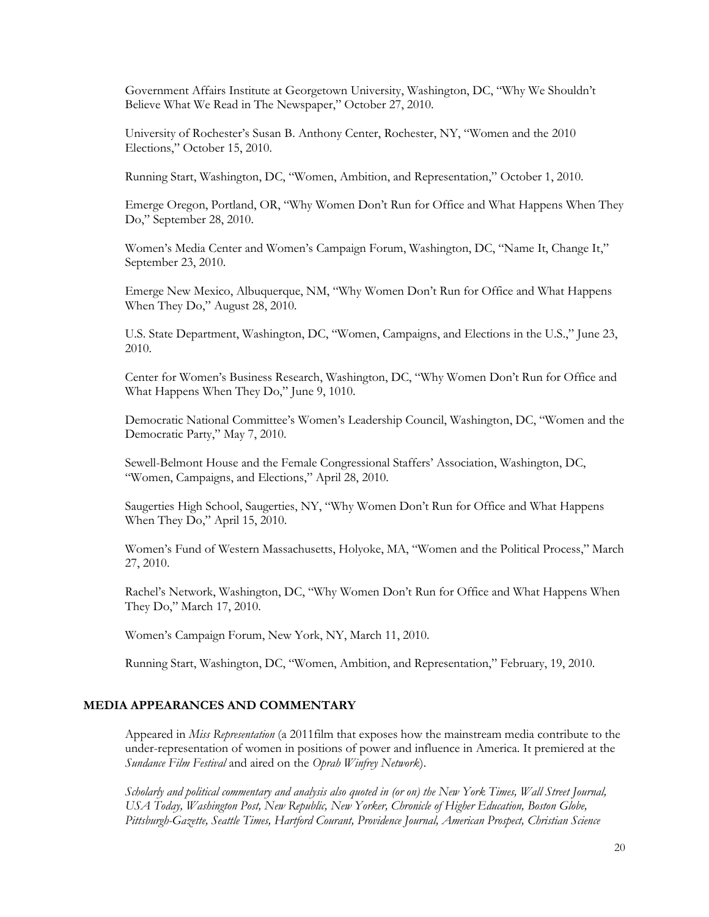Government Affairs Institute at Georgetown University, Washington, DC, "Why We Shouldn't Believe What We Read in The Newspaper," October 27, 2010.

University of Rochester's Susan B. Anthony Center, Rochester, NY, "Women and the 2010 Elections," October 15, 2010.

Running Start, Washington, DC, "Women, Ambition, and Representation," October 1, 2010.

Emerge Oregon, Portland, OR, "Why Women Don't Run for Office and What Happens When They Do," September 28, 2010.

Women's Media Center and Women's Campaign Forum, Washington, DC, "Name It, Change It," September 23, 2010.

Emerge New Mexico, Albuquerque, NM, "Why Women Don't Run for Office and What Happens When They Do," August 28, 2010.

U.S. State Department, Washington, DC, "Women, Campaigns, and Elections in the U.S.," June 23, 2010.

Center for Women's Business Research, Washington, DC, "Why Women Don't Run for Office and What Happens When They Do," June 9, 1010.

Democratic National Committee's Women's Leadership Council, Washington, DC, "Women and the Democratic Party," May 7, 2010.

Sewell-Belmont House and the Female Congressional Staffers' Association, Washington, DC, "Women, Campaigns, and Elections," April 28, 2010.

Saugerties High School, Saugerties, NY, "Why Women Don't Run for Office and What Happens When They Do," April 15, 2010.

Women's Fund of Western Massachusetts, Holyoke, MA, "Women and the Political Process," March 27, 2010.

Rachel's Network, Washington, DC, "Why Women Don't Run for Office and What Happens When They Do," March 17, 2010.

Women's Campaign Forum, New York, NY, March 11, 2010.

Running Start, Washington, DC, "Women, Ambition, and Representation," February, 19, 2010.

## MEDIA APPEARANCES AND COMMENTARY

Appeared in *Miss Representation* (a 2011film that exposes how the mainstream media contribute to the under-representation of women in positions of power and influence in America. It premiered at the *Sundance Film Festival* and aired on the *Oprah Winfrey Network*).

*Scholarly and political commentary and analysis also quoted in (or on) the New York Times, Wall Street Journal, USA Today, Washington Post, New Republic, New Yorker, Chronicle of Higher Education, Boston Globe, Pittsburgh-Gazette, Seattle Times, Hartford Courant, Providence Journal, American Prospect, Christian Science*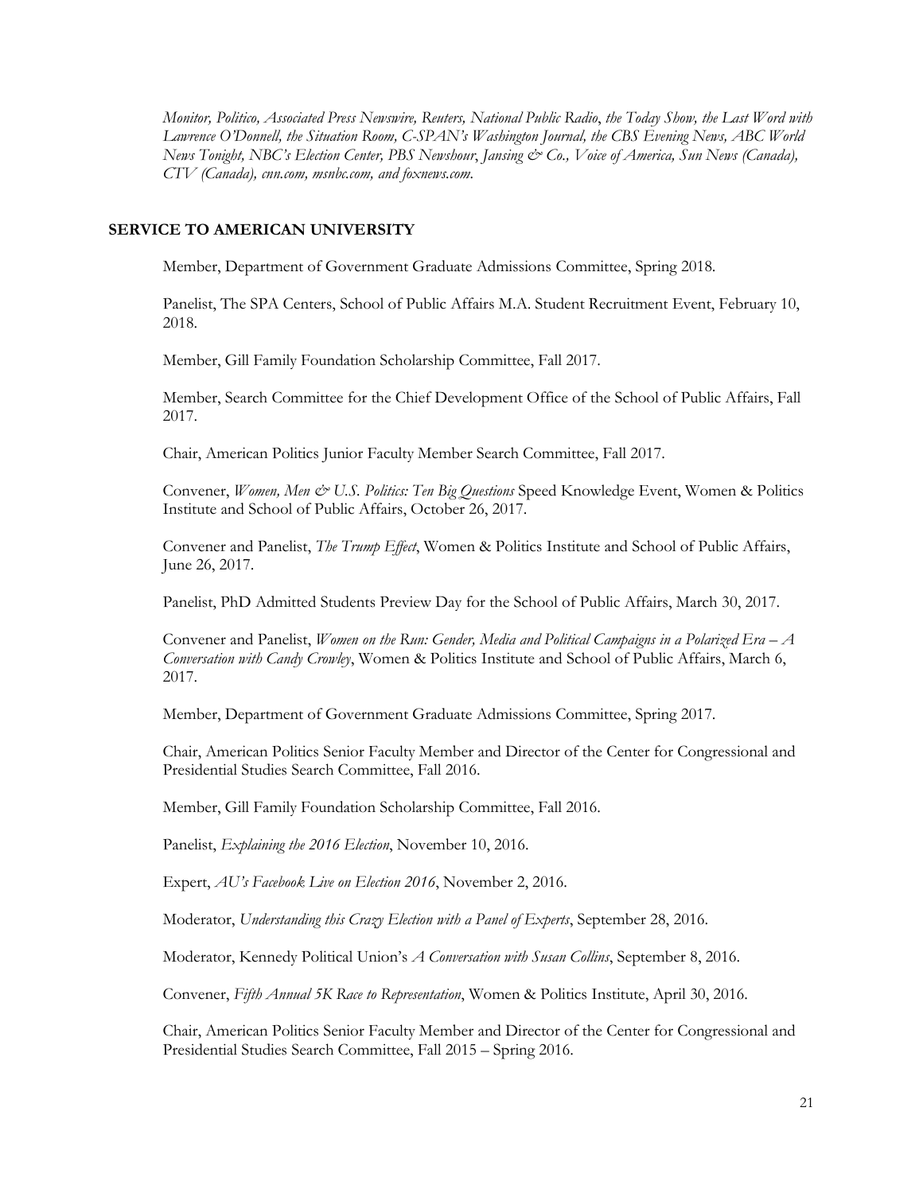*Monitor, Politico, Associated Press Newswire, Reuters, National Public Radio*, *the Today Show, the Last Word with Lawrence O'Donnell, the Situation Room, C-SPAN's Washington Journal, the CBS Evening News, ABC World News Tonight, NBC's Election Center, PBS Newshour*, *Jansing & Co., Voice of America, Sun News (Canada), CTV (Canada), cnn.com, msnbc.com, and foxnews.com*.

## SERVICE TO AMERICAN UNIVERSITY

Member, Department of Government Graduate Admissions Committee, Spring 2018.

Panelist, The SPA Centers, School of Public Affairs M.A. Student Recruitment Event, February 10, 2018.

Member, Gill Family Foundation Scholarship Committee, Fall 2017.

Member, Search Committee for the Chief Development Office of the School of Public Affairs, Fall 2017.

Chair, American Politics Junior Faculty Member Search Committee, Fall 2017.

Convener, *Women, Men & U.S. Politics: Ten Big Questions* Speed Knowledge Event, Women & Politics Institute and School of Public Affairs, October 26, 2017.

Convener and Panelist, *The Trump Effect*, Women & Politics Institute and School of Public Affairs, June 26, 2017.

Panelist, PhD Admitted Students Preview Day for the School of Public Affairs, March 30, 2017.

Convener and Panelist, *Women on the Run: Gender, Media and Political Campaigns in a Polarized Era – A Conversation with Candy Crowley*, Women & Politics Institute and School of Public Affairs, March 6, 2017.

Member, Department of Government Graduate Admissions Committee, Spring 2017.

Chair, American Politics Senior Faculty Member and Director of the Center for Congressional and Presidential Studies Search Committee, Fall 2016.

Member, Gill Family Foundation Scholarship Committee, Fall 2016.

Panelist, *Explaining the 2016 Election*, November 10, 2016.

Expert, *AU's Facebook Live on Election 2016*, November 2, 2016.

Moderator, *Understanding this Crazy Election with a Panel of Experts*, September 28, 2016.

Moderator, Kennedy Political Union's *A Conversation with Susan Collins*, September 8, 2016.

Convener, *Fifth Annual 5K Race to Representation*, Women & Politics Institute, April 30, 2016.

Chair, American Politics Senior Faculty Member and Director of the Center for Congressional and Presidential Studies Search Committee, Fall 2015 – Spring 2016.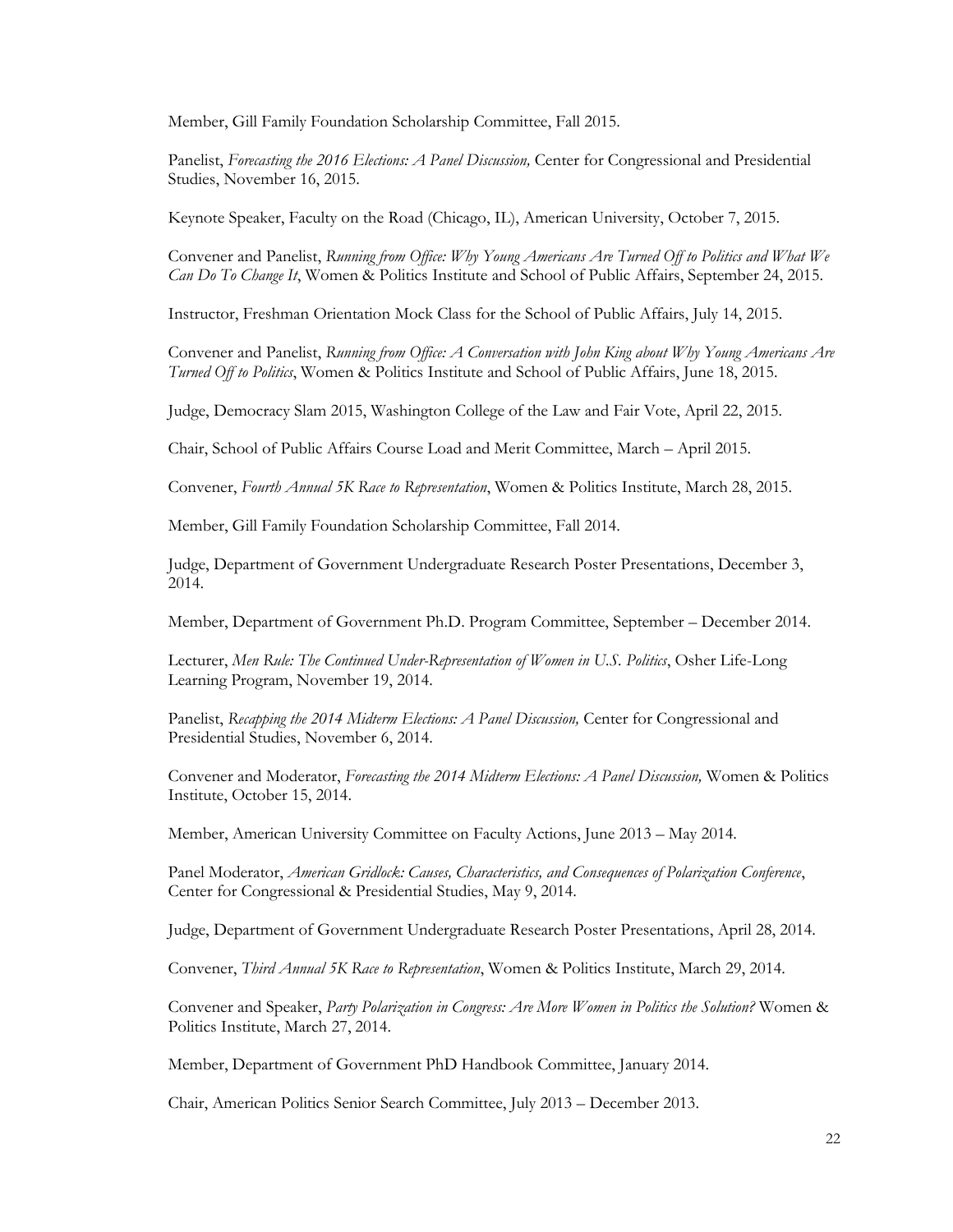Member, Gill Family Foundation Scholarship Committee, Fall 2015.

Panelist, *Forecasting the 2016 Elections: A Panel Discussion,* Center for Congressional and Presidential Studies, November 16, 2015.

Keynote Speaker, Faculty on the Road (Chicago, IL), American University, October 7, 2015.

Convener and Panelist, *Running from Office: Why Young Americans Are Turned Off to Politics and What We Can Do To Change It*, Women & Politics Institute and School of Public Affairs, September 24, 2015.

Instructor, Freshman Orientation Mock Class for the School of Public Affairs, July 14, 2015.

Convener and Panelist, *Running from Office: A Conversation with John King about Why Young Americans Are Turned Off to Politics*, Women & Politics Institute and School of Public Affairs, June 18, 2015.

Judge, Democracy Slam 2015, Washington College of the Law and Fair Vote, April 22, 2015.

Chair, School of Public Affairs Course Load and Merit Committee, March – April 2015.

Convener, *Fourth Annual 5K Race to Representation*, Women & Politics Institute, March 28, 2015.

Member, Gill Family Foundation Scholarship Committee, Fall 2014.

Judge, Department of Government Undergraduate Research Poster Presentations, December 3, 2014.

Member, Department of Government Ph.D. Program Committee, September – December 2014.

Lecturer, *Men Rule: The Continued Under-Representation of Women in U.S. Politics*, Osher Life-Long Learning Program, November 19, 2014.

Panelist, *Recapping the 2014 Midterm Elections: A Panel Discussion,* Center for Congressional and Presidential Studies, November 6, 2014.

Convener and Moderator, *Forecasting the 2014 Midterm Elections: A Panel Discussion,* Women & Politics Institute, October 15, 2014.

Member, American University Committee on Faculty Actions, June 2013 – May 2014.

Panel Moderator, *American Gridlock: Causes, Characteristics, and Consequences of Polarization Conference*, Center for Congressional & Presidential Studies, May 9, 2014.

Judge, Department of Government Undergraduate Research Poster Presentations, April 28, 2014.

Convener, *Third Annual 5K Race to Representation*, Women & Politics Institute, March 29, 2014.

Convener and Speaker, *Party Polarization in Congress: Are More Women in Politics the Solution?* Women & Politics Institute, March 27, 2014.

Member, Department of Government PhD Handbook Committee, January 2014.

Chair, American Politics Senior Search Committee, July 2013 – December 2013.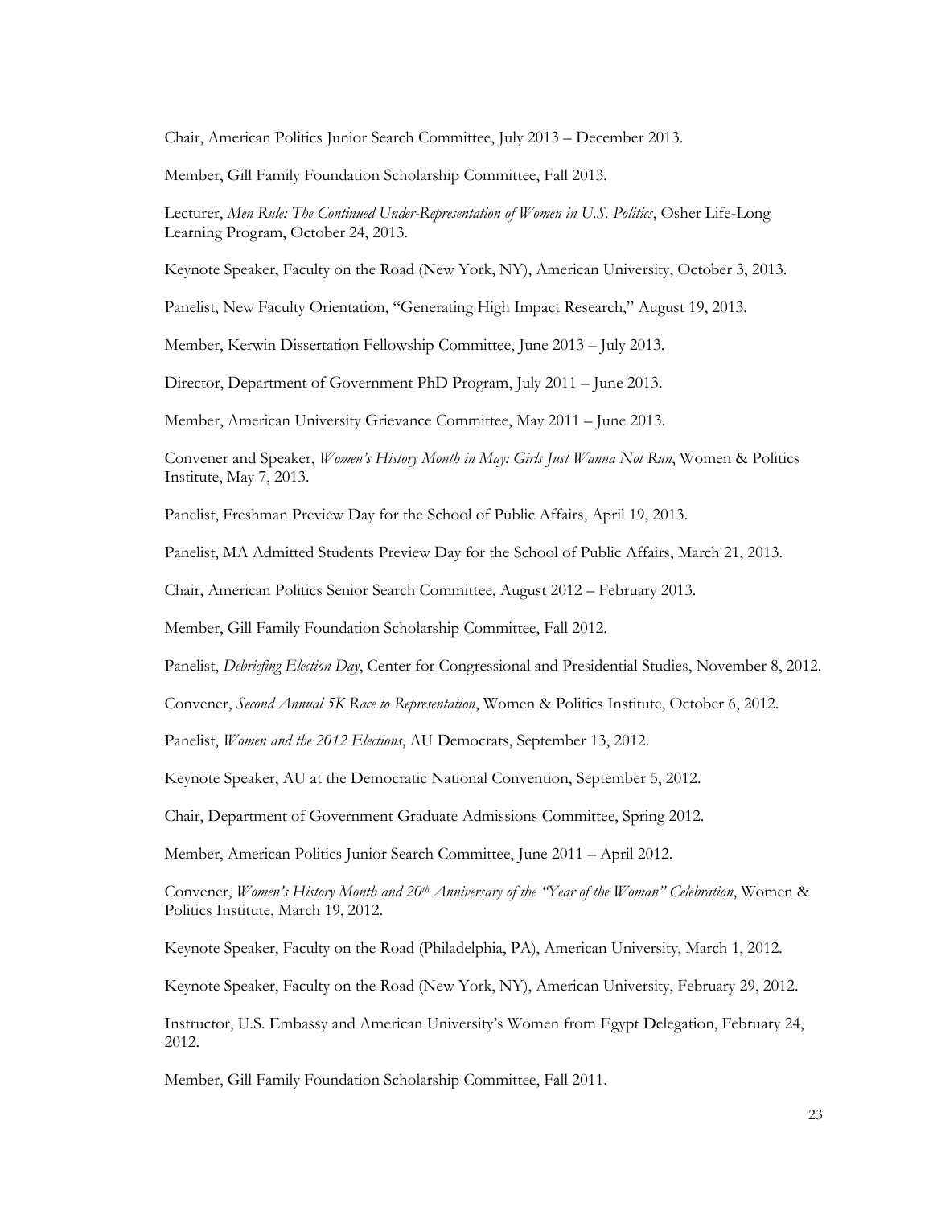Chair, American Politics Junior Search Committee, July 2013 – December 2013.

Member, Gill Family Foundation Scholarship Committee, Fall 2013.

Lecturer, *Men Rule: The Continued Under-Representation of Women in U.S. Politics*, Osher Life-Long Learning Program, October 24, 2013.

Keynote Speaker, Faculty on the Road (New York, NY), American University, October 3, 2013.

Panelist, New Faculty Orientation, "Generating High Impact Research," August 19, 2013.

Member, Kerwin Dissertation Fellowship Committee, June 2013 – July 2013.

Director, Department of Government PhD Program, July 2011 – June 2013.

Member, American University Grievance Committee, May 2011 – June 2013.

Convener and Speaker, *Women's History Month in May: Girls Just Wanna Not Run*, Women & Politics Institute, May 7, 2013.

Panelist, Freshman Preview Day for the School of Public Affairs, April 19, 2013.

Panelist, MA Admitted Students Preview Day for the School of Public Affairs, March 21, 2013.

Chair, American Politics Senior Search Committee, August 2012 – February 2013.

Member, Gill Family Foundation Scholarship Committee, Fall 2012.

Panelist, *Debriefing Election Day*, Center for Congressional and Presidential Studies, November 8, 2012.

Convener, *Second Annual 5K Race to Representation*, Women & Politics Institute, October 6, 2012.

Panelist, *Women and the 2012 Elections*, AU Democrats, September 13, 2012.

Keynote Speaker, AU at the Democratic National Convention, September 5, 2012.

Chair, Department of Government Graduate Admissions Committee, Spring 2012.

Member, American Politics Junior Search Committee, June 2011 – April 2012.

Convener, *Women's History Month and 20th Anniversary of the "Year of the Woman" Celebration*, Women & Politics Institute, March 19, 2012.

Keynote Speaker, Faculty on the Road (Philadelphia, PA), American University, March 1, 2012.

Keynote Speaker, Faculty on the Road (New York, NY), American University, February 29, 2012.

Instructor, U.S. Embassy and American University's Women from Egypt Delegation, February 24, 2012.

Member, Gill Family Foundation Scholarship Committee, Fall 2011.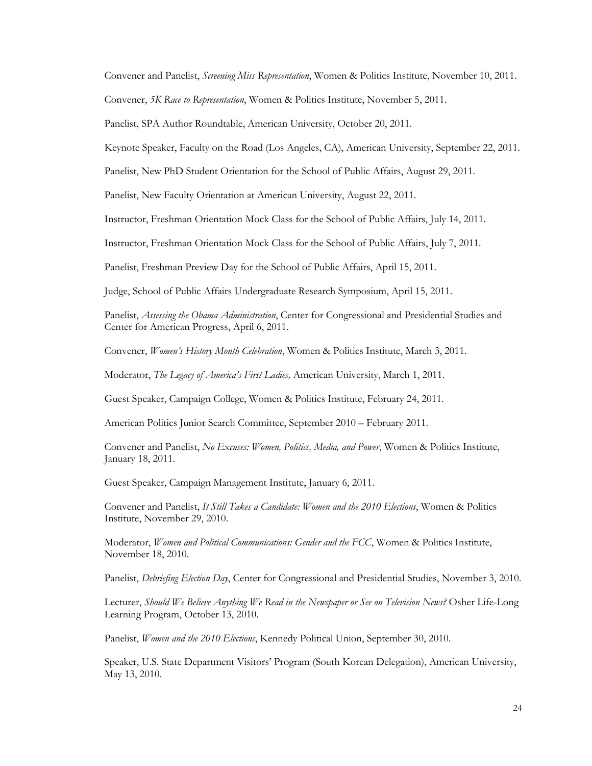Convener and Panelist, *Screening Miss Representation*, Women & Politics Institute, November 10, 2011.

Convener, *5K Race to Representation*, Women & Politics Institute, November 5, 2011.

Panelist, SPA Author Roundtable, American University, October 20, 2011.

Keynote Speaker, Faculty on the Road (Los Angeles, CA), American University, September 22, 2011.

Panelist, New PhD Student Orientation for the School of Public Affairs, August 29, 2011.

Panelist, New Faculty Orientation at American University, August 22, 2011.

Instructor, Freshman Orientation Mock Class for the School of Public Affairs, July 14, 2011.

Instructor, Freshman Orientation Mock Class for the School of Public Affairs, July 7, 2011.

Panelist, Freshman Preview Day for the School of Public Affairs, April 15, 2011.

Judge, School of Public Affairs Undergraduate Research Symposium, April 15, 2011.

Panelist, *Assessing the Obama Administration*, Center for Congressional and Presidential Studies and Center for American Progress, April 6, 2011.

Convener, *Women's History Month Celebration*, Women & Politics Institute, March 3, 2011.

Moderator, *The Legacy of America's First Ladies,* American University, March 1, 2011.

Guest Speaker, Campaign College, Women & Politics Institute, February 24, 2011.

American Politics Junior Search Committee, September 2010 – February 2011.

Convener and Panelist, *No Excuses: Women, Politics, Media, and Power*, Women & Politics Institute, January 18, 2011.

Guest Speaker, Campaign Management Institute, January 6, 2011.

Convener and Panelist, *It Still Takes a Candidate: Women and the 2010 Elections*, Women & Politics Institute, November 29, 2010.

Moderator, *Women and Political Communications: Gender and the FCC*, Women & Politics Institute, November 18, 2010.

Panelist, *Debriefing Election Day*, Center for Congressional and Presidential Studies, November 3, 2010.

Lecturer, *Should We Believe Anything We Read in the Newspaper or See on Television News?* Osher Life-Long Learning Program, October 13, 2010.

Panelist, *Women and the 2010 Elections*, Kennedy Political Union, September 30, 2010.

Speaker, U.S. State Department Visitors' Program (South Korean Delegation), American University, May 13, 2010.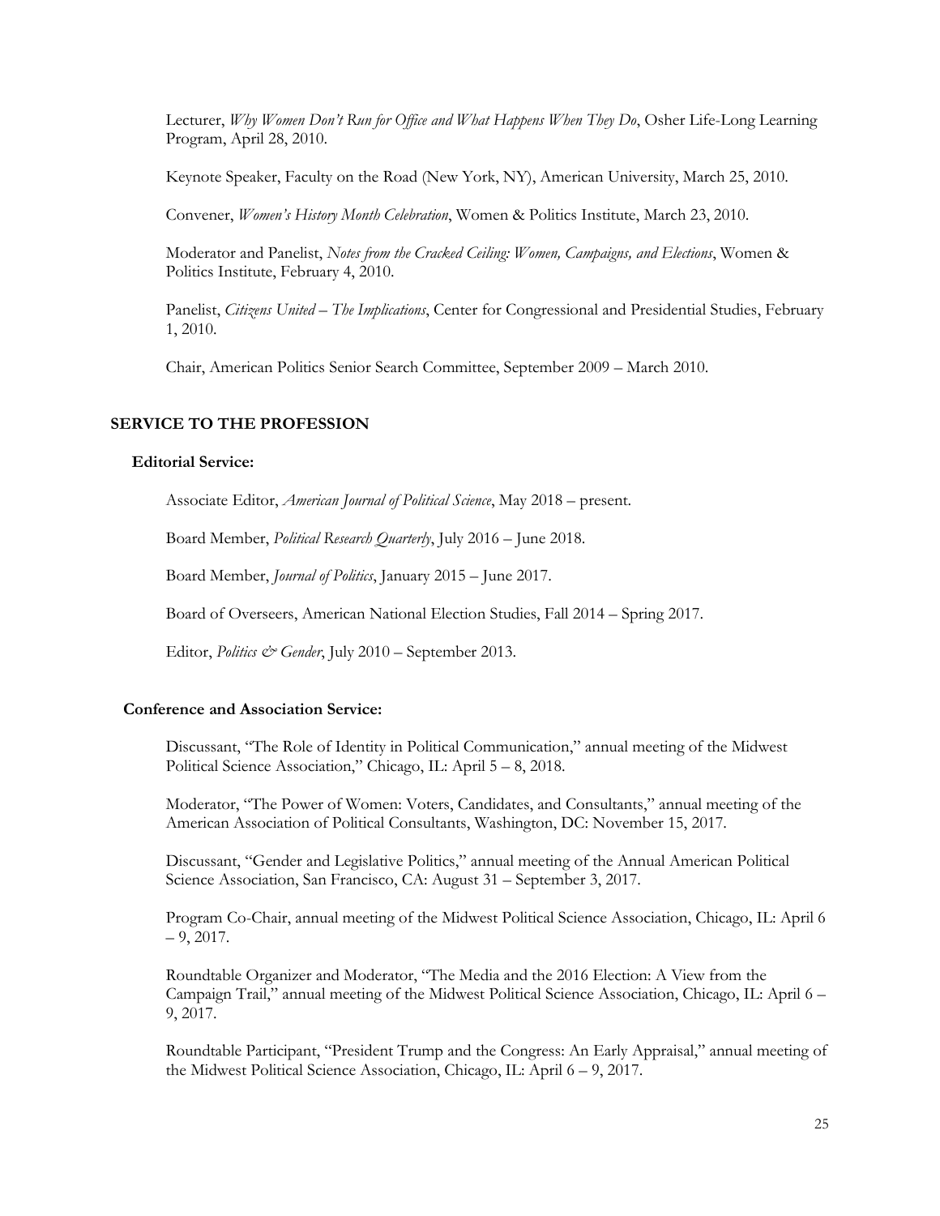Lecturer, *Why Women Don't Run for Office and What Happens When They Do*, Osher Life-Long Learning Program, April 28, 2010.

Keynote Speaker, Faculty on the Road (New York, NY), American University, March 25, 2010.

Convener, *Women's History Month Celebration*, Women & Politics Institute, March 23, 2010.

Moderator and Panelist, *Notes from the Cracked Ceiling: Women, Campaigns, and Elections*, Women & Politics Institute, February 4, 2010.

Panelist, *Citizens United – The Implications*, Center for Congressional and Presidential Studies, February 1, 2010.

Chair, American Politics Senior Search Committee, September 2009 – March 2010.

## SERVICE TO THE PROFESSION

### Editorial Service:

Associate Editor, *American Journal of Political Science*, May 2018 – present.

Board Member, *Political Research Quarterly*, July 2016 – June 2018.

Board Member, *Journal of Politics*, January 2015 – June 2017.

Board of Overseers, American National Election Studies, Fall 2014 – Spring 2017.

Editor, *Politics & Gender*, July 2010 – September 2013.

### Conference and Association Service:

Discussant, "The Role of Identity in Political Communication," annual meeting of the Midwest Political Science Association," Chicago, IL: April 5 – 8, 2018.

Moderator, "The Power of Women: Voters, Candidates, and Consultants," annual meeting of the American Association of Political Consultants, Washington, DC: November 15, 2017.

Discussant, "Gender and Legislative Politics," annual meeting of the Annual American Political Science Association, San Francisco, CA: August 31 – September 3, 2017.

Program Co-Chair, annual meeting of the Midwest Political Science Association, Chicago, IL: April 6 – 9, 2017.

Roundtable Organizer and Moderator, "The Media and the 2016 Election: A View from the Campaign Trail," annual meeting of the Midwest Political Science Association, Chicago, IL: April 6 – 9, 2017.

Roundtable Participant, "President Trump and the Congress: An Early Appraisal," annual meeting of the Midwest Political Science Association, Chicago, IL: April 6 – 9, 2017.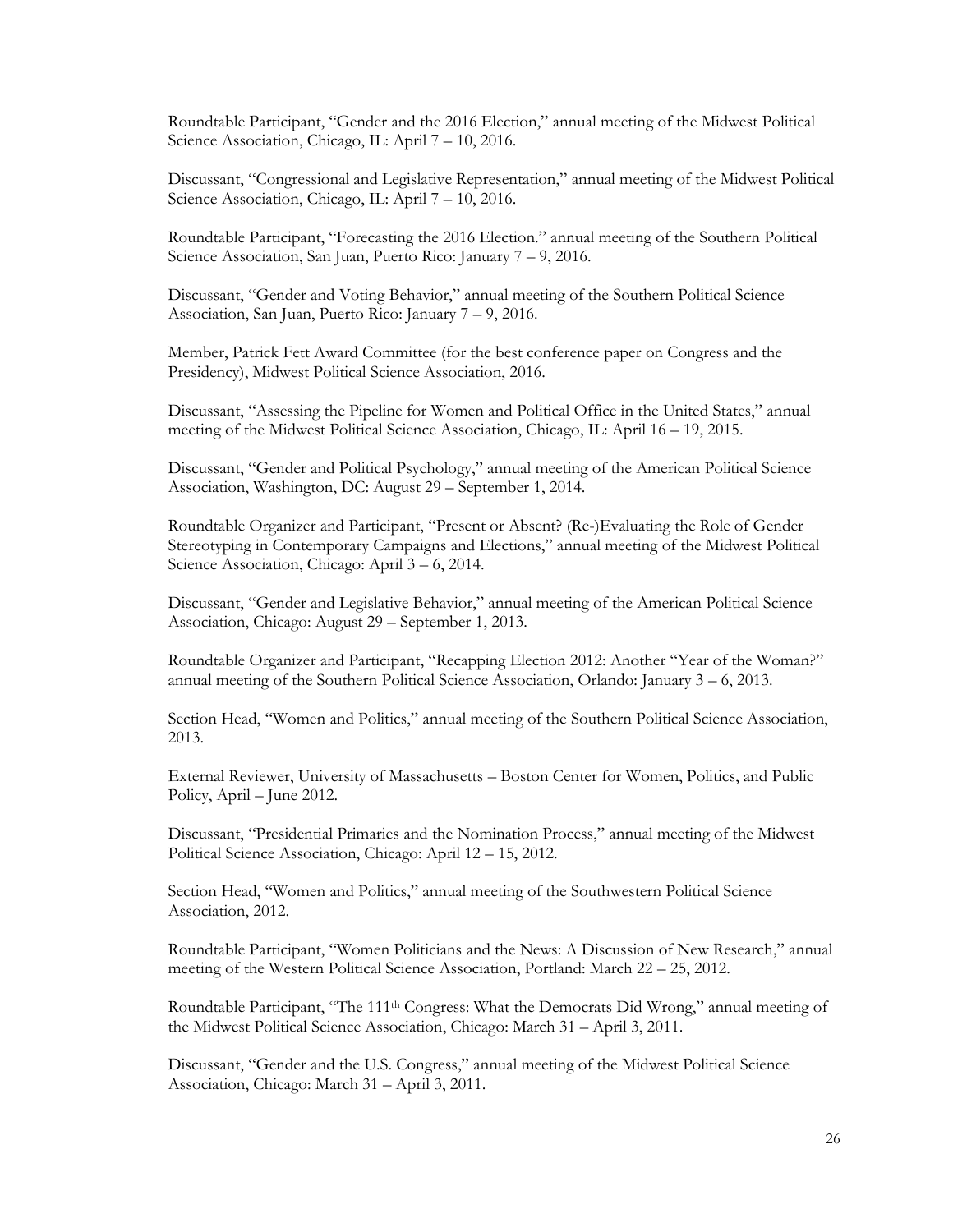Roundtable Participant, "Gender and the 2016 Election," annual meeting of the Midwest Political Science Association, Chicago, IL: April 7 – 10, 2016.

Discussant, "Congressional and Legislative Representation," annual meeting of the Midwest Political Science Association, Chicago, IL: April 7 – 10, 2016.

Roundtable Participant, "Forecasting the 2016 Election." annual meeting of the Southern Political Science Association, San Juan, Puerto Rico: January 7 – 9, 2016.

Discussant, "Gender and Voting Behavior," annual meeting of the Southern Political Science Association, San Juan, Puerto Rico: January 7 – 9, 2016.

Member, Patrick Fett Award Committee (for the best conference paper on Congress and the Presidency), Midwest Political Science Association, 2016.

Discussant, "Assessing the Pipeline for Women and Political Office in the United States," annual meeting of the Midwest Political Science Association, Chicago, IL: April 16 – 19, 2015.

Discussant, "Gender and Political Psychology," annual meeting of the American Political Science Association, Washington, DC: August 29 – September 1, 2014.

Roundtable Organizer and Participant, "Present or Absent? (Re-)Evaluating the Role of Gender Stereotyping in Contemporary Campaigns and Elections," annual meeting of the Midwest Political Science Association, Chicago: April 3 – 6, 2014.

Discussant, "Gender and Legislative Behavior," annual meeting of the American Political Science Association, Chicago: August 29 – September 1, 2013.

Roundtable Organizer and Participant, "Recapping Election 2012: Another "Year of the Woman?" annual meeting of the Southern Political Science Association, Orlando: January 3 – 6, 2013.

Section Head, "Women and Politics," annual meeting of the Southern Political Science Association, 2013.

External Reviewer, University of Massachusetts – Boston Center for Women, Politics, and Public Policy, April – June 2012.

Discussant, "Presidential Primaries and the Nomination Process," annual meeting of the Midwest Political Science Association, Chicago: April 12 – 15, 2012.

Section Head, "Women and Politics," annual meeting of the Southwestern Political Science Association, 2012.

Roundtable Participant, "Women Politicians and the News: A Discussion of New Research," annual meeting of the Western Political Science Association, Portland: March 22 – 25, 2012.

Roundtable Participant, "The 111th Congress: What the Democrats Did Wrong," annual meeting of the Midwest Political Science Association, Chicago: March 31 – April 3, 2011.

Discussant, "Gender and the U.S. Congress," annual meeting of the Midwest Political Science Association, Chicago: March 31 – April 3, 2011.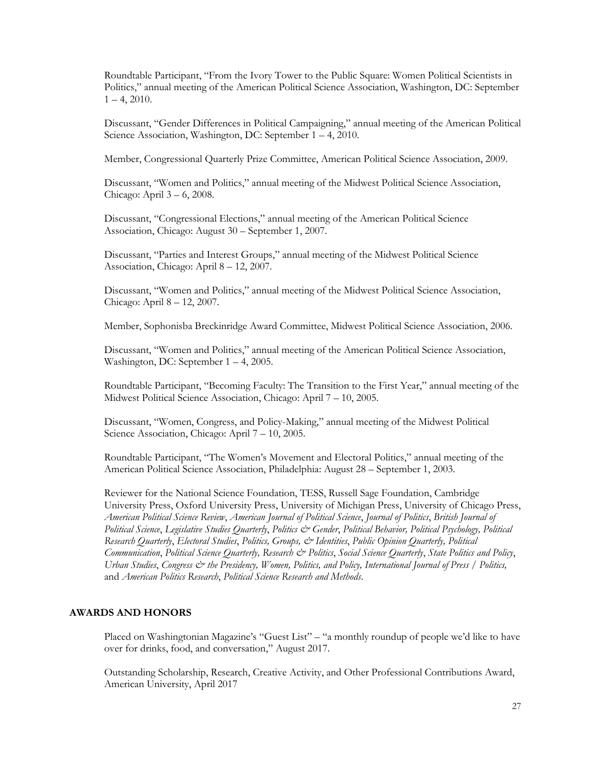Roundtable Participant, "From the Ivory Tower to the Public Square: Women Political Scientists in Politics," annual meeting of the American Political Science Association, Washington, DC: September 1 – 4, 2010.

Discussant, "Gender Differences in Political Campaigning," annual meeting of the American Political Science Association, Washington, DC: September 1 – 4, 2010.

Member, Congressional Quarterly Prize Committee, American Political Science Association, 2009.

Discussant, "Women and Politics," annual meeting of the Midwest Political Science Association, Chicago: April 3 – 6, 2008.

Discussant, "Congressional Elections," annual meeting of the American Political Science Association, Chicago: August 30 – September 1, 2007.

Discussant, "Parties and Interest Groups," annual meeting of the Midwest Political Science Association, Chicago: April 8 – 12, 2007.

Discussant, "Women and Politics," annual meeting of the Midwest Political Science Association, Chicago: April 8 – 12, 2007.

Member, Sophonisba Breckinridge Award Committee, Midwest Political Science Association, 2006.

Discussant, "Women and Politics," annual meeting of the American Political Science Association, Washington, DC: September 1 – 4, 2005.

Roundtable Participant, "Becoming Faculty: The Transition to the First Year," annual meeting of the Midwest Political Science Association, Chicago: April 7 – 10, 2005.

Discussant, "Women, Congress, and Policy-Making," annual meeting of the Midwest Political Science Association, Chicago: April 7 – 10, 2005.

Roundtable Participant, "The Women's Movement and Electoral Politics," annual meeting of the American Political Science Association, Philadelphia: August 28 – September 1, 2003.

Reviewer for the National Science Foundation, TESS, Russell Sage Foundation, Cambridge University Press, Oxford University Press, University of Michigan Press, University of Chicago Press, *American Political Science Review*, *American Journal of Political Science*, *Journal of Politics*, *British Journal of Political Science*, *Legislative Studies Quarterly*, *Politics & Gender*, *Political Behavior, Political Psychology, Political Research Quarterly*, *Electoral Studies*, *Politics, Groups, & Identities*, *Public Opinion Quarterly, Political Communication*, *Political Science Quarterly, Research & Politics*, *Social Science Quarterly*, *State Politics and Policy*, *Urban Studies*, *Congress & the Presidency, Women, Politics, and Policy, International Journal of Press / Politics,* and *American Politics Research*, *Political Science Research and Methods*.

## AWARDS AND HONORS

Placed on Washingtonian Magazine's "Guest List" – "a monthly roundup of people we'd like to have over for drinks, food, and conversation," August 2017.

Outstanding Scholarship, Research, Creative Activity, and Other Professional Contributions Award, American University, April 2017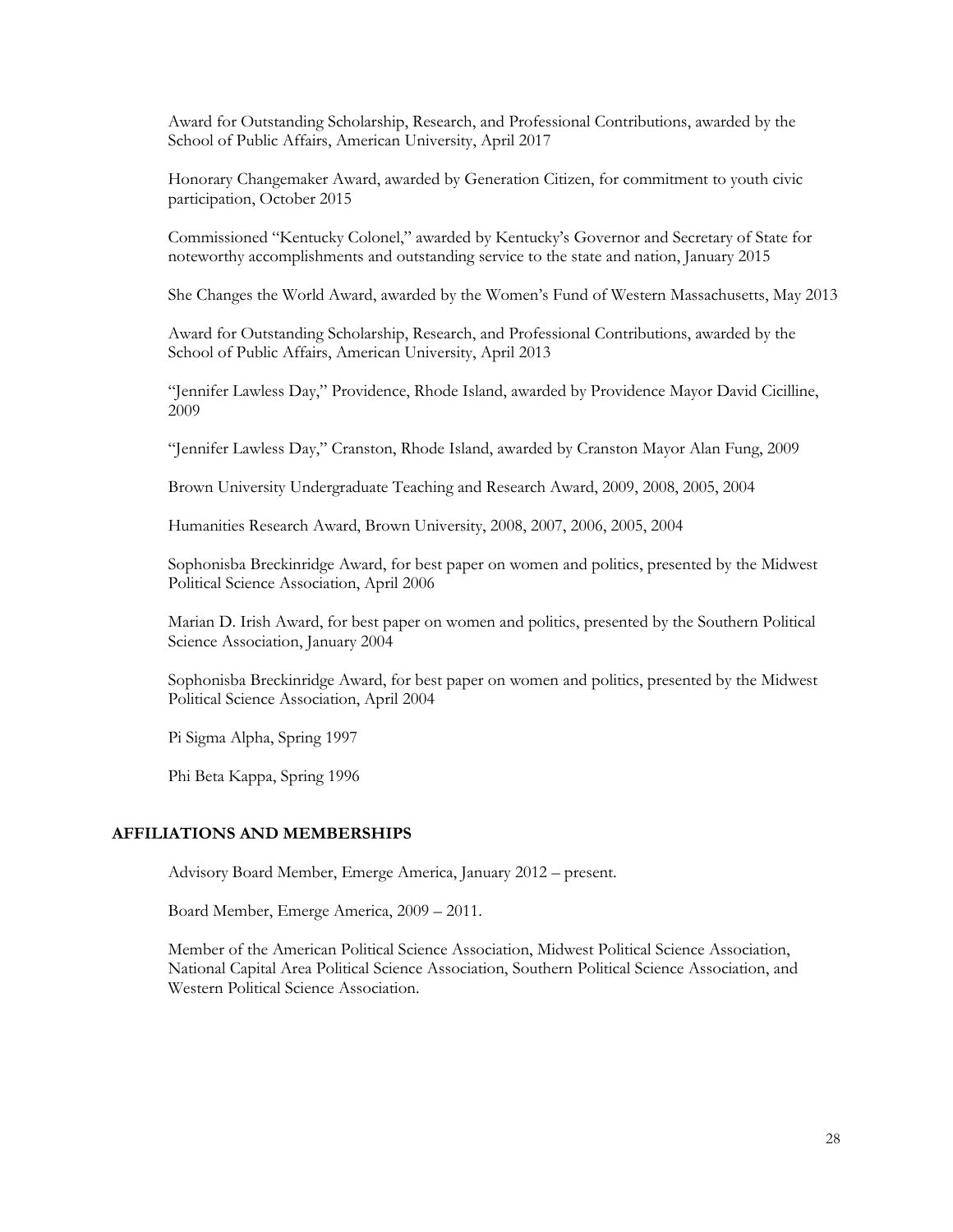Award for Outstanding Scholarship, Research, and Professional Contributions, awarded by the School of Public Affairs, American University, April 2017

Honorary Changemaker Award, awarded by Generation Citizen, for commitment to youth civic participation, October 2015

Commissioned "Kentucky Colonel," awarded by Kentucky's Governor and Secretary of State for noteworthy accomplishments and outstanding service to the state and nation, January 2015

She Changes the World Award, awarded by the Women's Fund of Western Massachusetts, May 2013

Award for Outstanding Scholarship, Research, and Professional Contributions, awarded by the School of Public Affairs, American University, April 2013

"Jennifer Lawless Day," Providence, Rhode Island, awarded by Providence Mayor David Cicilline, 2009

"Jennifer Lawless Day," Cranston, Rhode Island, awarded by Cranston Mayor Alan Fung, 2009

Brown University Undergraduate Teaching and Research Award, 2009, 2008, 2005, 2004

Humanities Research Award, Brown University, 2008, 2007, 2006, 2005, 2004

Sophonisba Breckinridge Award, for best paper on women and politics, presented by the Midwest Political Science Association, April 2006

Marian D. Irish Award, for best paper on women and politics, presented by the Southern Political Science Association, January 2004

Sophonisba Breckinridge Award, for best paper on women and politics, presented by the Midwest Political Science Association, April 2004

Pi Sigma Alpha, Spring 1997

Phi Beta Kappa, Spring 1996

## AFFILIATIONS AND MEMBERSHIPS

Advisory Board Member, Emerge America, January 2012 – present.

Board Member, Emerge America, 2009 – 2011.

Member of the American Political Science Association, Midwest Political Science Association, National Capital Area Political Science Association, Southern Political Science Association, and Western Political Science Association.